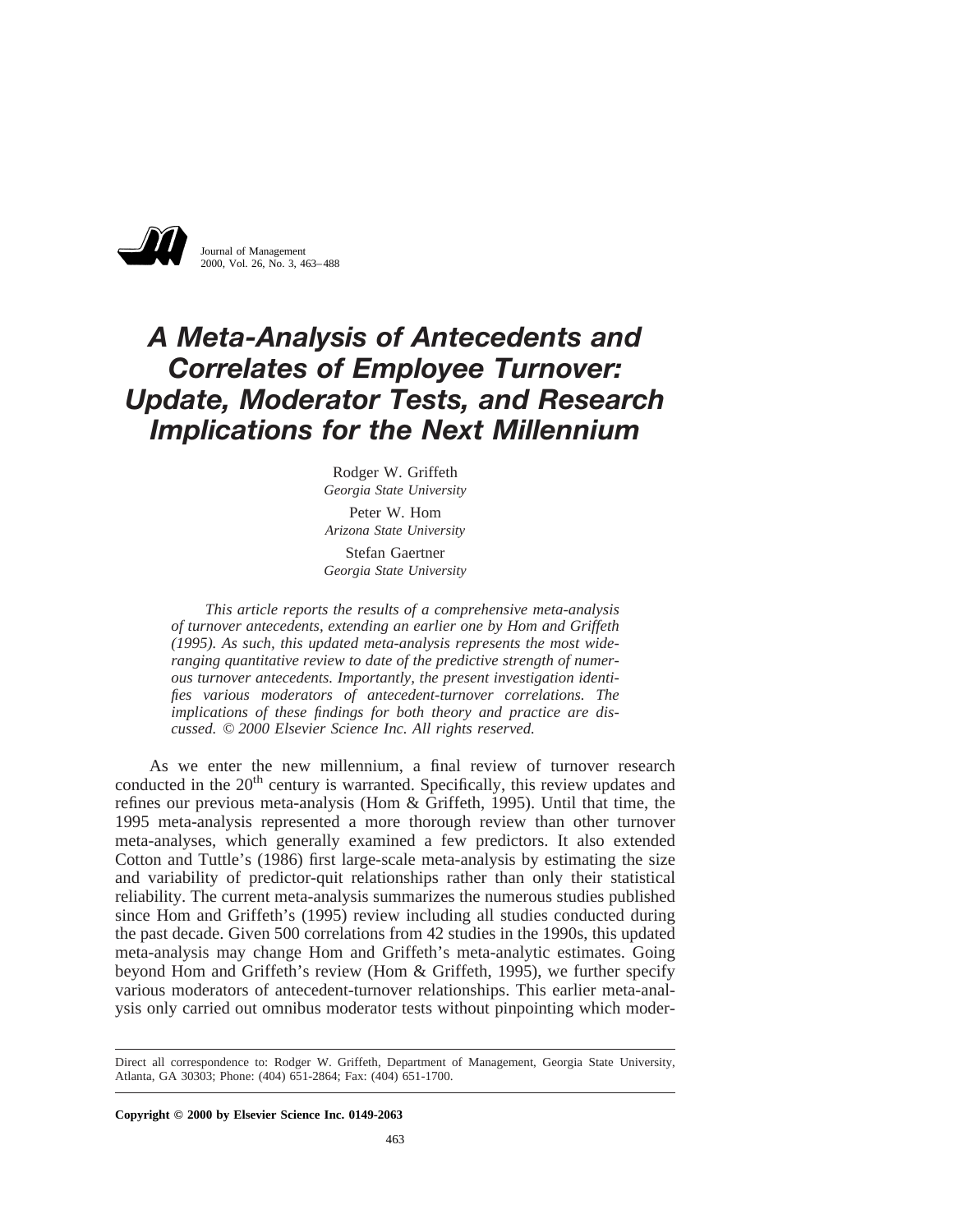# A Meta-Analysis of Antecedents and Correlates of Employee Turnover: Update, Moderator Tests, and Research Implications for the Next Millennium

Rodger W. Griffeth
*Georgia State University*

Peter W. Hom
*Arizona State University*

Stefan Gaertner
*Georgia State University*

*This article reports the results of a comprehensive meta-analysis of turnover antecedents, extending an earlier one by Hom and Griffeth (1995). As such, this updated meta-analysis represents the most wide-ranging quantitative review to date of the predictive strength of numerous turnover antecedents. Importantly, the present investigation identifies various moderators of antecedent-turnover correlations. The implications of these findings for both theory and practice are discussed. © 2000 Elsevier Science Inc. All rights reserved.*

As we enter the new millennium, a final review of turnover research conducted in the 20th century is warranted. Specifically, this review updates and refines our previous meta-analysis (Hom & Griffeth, 1995). Until that time, the 1995 meta-analysis represented a more thorough review than other turnover meta-analyses, which generally examined a few predictors. It also extended Cotton and Tuttle's (1986) first large-scale meta-analysis by estimating the size and variability of predictor-quit relationships rather than only their statistical reliability. The current meta-analysis summarizes the numerous studies published since Hom and Griffeth's (1995) review including all studies conducted during the past decade. Given 500 correlations from 42 studies in the 1990s, this updated meta-analysis may change Hom and Griffeth's meta-analytic estimates. Going beyond Hom and Griffeth's review (Hom & Griffeth, 1995), we further specify various moderators of antecedent-turnover relationships. This earlier meta-analysis only carried out omnibus moderator tests without pinpointing which moder-

---

Direct all correspondence to: Rodger W. Griffeth, Department of Management, Georgia State University, Atlanta, GA 30303; Phone: (404) 651-2864; Fax: (404) 651-1700.

**Copyright © 2000 by Elsevier Science Inc. 0149-2063**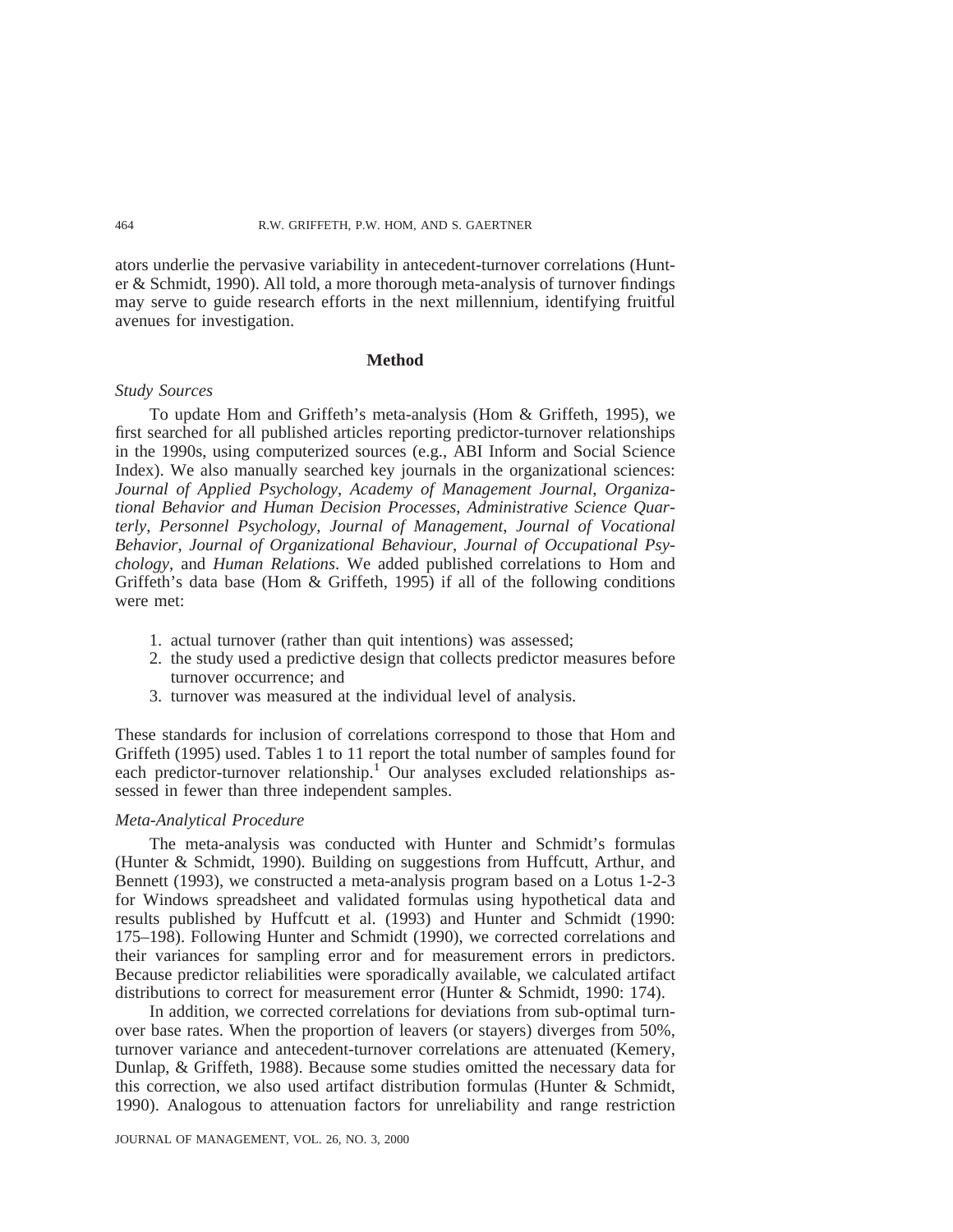ators underlie the pervasive variability in antecedent-turnover correlations (Hunter & Schmidt, 1990). All told, a more thorough meta-analysis of turnover findings may serve to guide research efforts in the next millennium, identifying fruitful avenues for investigation.

## Method

### *Study Sources*

To update Hom and Griffeth's meta-analysis (Hom & Griffeth, 1995), we first searched for all published articles reporting predictor-turnover relationships in the 1990s, using computerized sources (e.g., ABI Inform and Social Science Index). We also manually searched key journals in the organizational sciences: *Journal of Applied Psychology*, *Academy of Management Journal*, *Organizational Behavior and Human Decision Processes*, *Administrative Science Quarterly*, *Personnel Psychology*, *Journal of Management*, *Journal of Vocational Behavior*, *Journal of Organizational Behaviour*, *Journal of Occupational Psychology*, and *Human Relations*. We added published correlations to Hom and Griffeth's data base (Hom & Griffeth, 1995) if all of the following conditions were met:

1. actual turnover (rather than quit intentions) was assessed;
2. the study used a predictive design that collects predictor measures before turnover occurrence; and
3. turnover was measured at the individual level of analysis.

These standards for inclusion of correlations correspond to those that Hom and Griffeth (1995) used. Tables 1 to 11 report the total number of samples found for each predictor-turnover relationship.[1] Our analyses excluded relationships assessed in fewer than three independent samples.

### *Meta-Analytical Procedure*

The meta-analysis was conducted with Hunter and Schmidt's formulas (Hunter & Schmidt, 1990). Building on suggestions from Huffcutt, Arthur, and Bennett (1993), we constructed a meta-analysis program based on a Lotus 1-2-3 for Windows spreadsheet and validated formulas using hypothetical data and results published by Huffcutt et al. (1993) and Hunter and Schmidt (1990: 175–198). Following Hunter and Schmidt (1990), we corrected correlations and their variances for sampling error and for measurement errors in predictors. Because predictor reliabilities were sporadically available, we calculated artifact distributions to correct for measurement error (Hunter & Schmidt, 1990: 174).

In addition, we corrected correlations for deviations from sub-optimal turnover base rates. When the proportion of leavers (or stayers) diverges from 50%, turnover variance and antecedent-turnover correlations are attenuated (Kemery, Dunlap, & Griffeth, 1988). Because some studies omitted the necessary data for this correction, we also used artifact distribution formulas (Hunter & Schmidt, 1990). Analogous to attenuation factors for unreliability and range restriction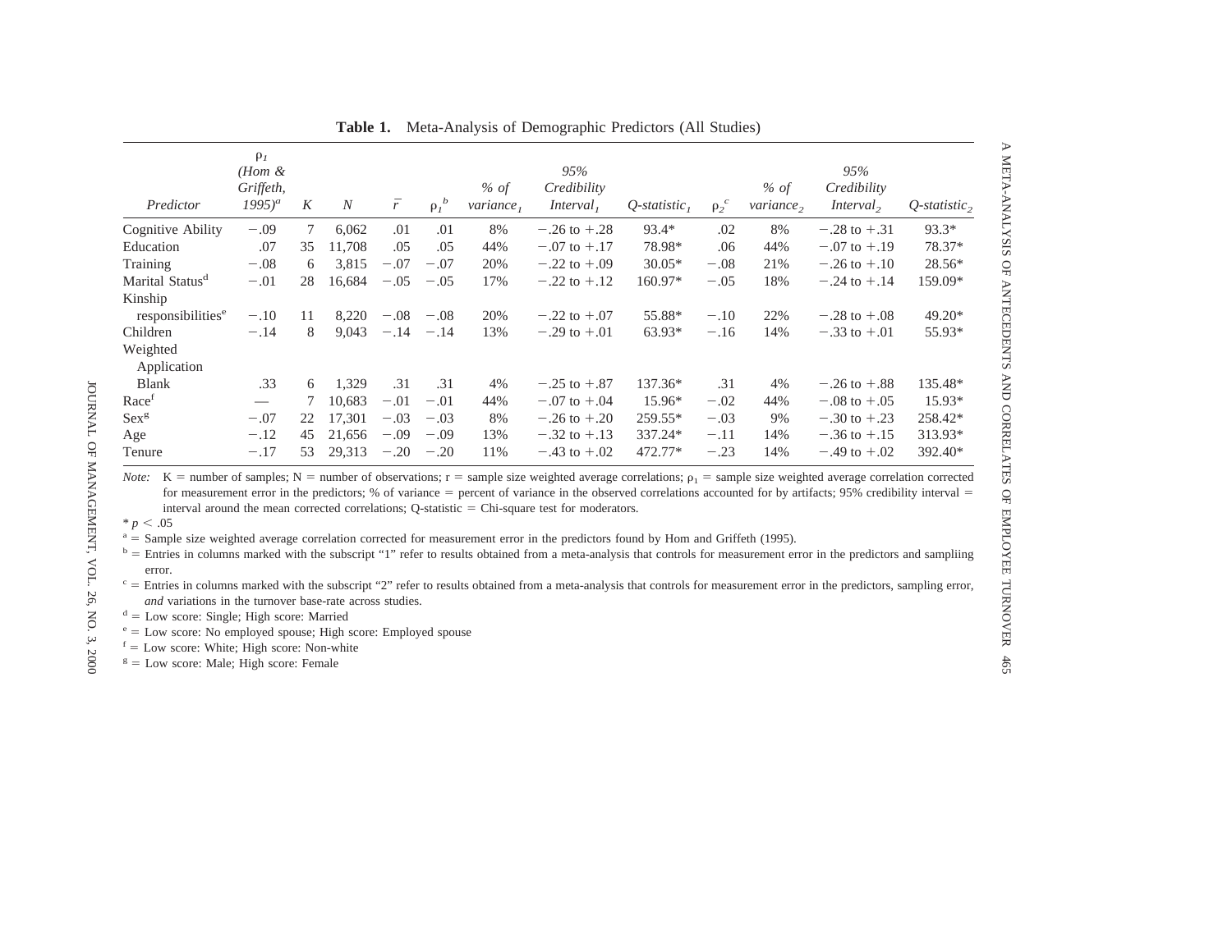**Table 1.** Meta-Analysis of Demographic Predictors (All Studies)

| Predictor | $\rho_1$ (Hom & Griffeth, 1995)[a] | K | N | $\bar{r}$ | $\rho_1$[b] | % of variance$_1$ | 95% Credibility Interval$_1$ | Q-statistic$_1$ | $\rho_2$[c] | % of variance$_2$ | 95% Credibility Interval$_2$ | Q-statistic$_2$ |
|---|---|---|---|---|---|---|---|---|---|---|---|---|
| Cognitive Ability | −.09 | 7 | 6,062 | .01 | .01 | 8% | −.26 to +.28 | 93.4* | .02 | 8% | −.28 to +.31 | 93.3* |
| Education | .07 | 35 | 11,708 | .05 | .05 | 44% | −.07 to +.17 | 78.98* | .06 | 44% | −.07 to +.19 | 78.37* |
| Training | −.08 | 6 | 3,815 | −.07 | −.07 | 20% | −.22 to +.09 | 30.05* | −.08 | 21% | −.26 to +.10 | 28.56* |
| Marital Status[d] | −.01 | 28 | 16,684 | −.05 | −.05 | 17% | −.22 to +.12 | 160.97* | −.05 | 18% | −.24 to +.14 | 159.09* |
| Kinship responsibilities[e] | −.10 | 11 | 8,220 | −.08 | −.08 | 20% | −.22 to +.07 | 55.88* | −.10 | 22% | −.28 to +.08 | 49.20* |
| Children | −.14 | 8 | 9,043 | −.14 | −.14 | 13% | −.29 to +.01 | 63.93* | −.16 | 14% | −.33 to +.01 | 55.93* |
| Weighted Application Blank | .33 | 6 | 1,329 | .31 | .31 | 4% | −.25 to +.87 | 137.36* | .31 | 4% | −.26 to +.88 | 135.48* |
| Race[f] | — | 7 | 10,683 | −.01 | −.01 | 44% | −.07 to +.04 | 15.96* | −.02 | 44% | −.08 to +.05 | 15.93* |
| Sex[g] | −.07 | 22 | 17,301 | −.03 | −.03 | 8% | −.26 to +.20 | 259.55* | −.03 | 9% | −.30 to +.23 | 258.42* |
| Age | −.12 | 45 | 21,656 | −.09 | −.09 | 13% | −.32 to +.13 | 337.24* | −.11 | 14% | −.36 to +.15 | 313.93* |
| Tenure | −.17 | 53 | 29,313 | −.20 | −.20 | 11% | −.43 to +.02 | 472.77* | −.23 | 14% | −.49 to +.02 | 392.40* |

*Note:* K = number of samples; N = number of observations; r = sample size weighted average correlations; $\rho_1$ = sample size weighted average correlation corrected for measurement error in the predictors; % of variance = percent of variance in the observed correlations accounted for by artifacts; 95% credibility interval = interval around the mean corrected correlations; Q-statistic = Chi-square test for moderators.

\* $p < .05$

[a] = Sample size weighted average correlation corrected for measurement error in the predictors found by Hom and Griffeth (1995).

[b] = Entries in columns marked with the subscript "1" refer to results obtained from a meta-analysis that controls for measurement error in the predictors and sampliing error.

[c] = Entries in columns marked with the subscript "2" refer to results obtained from a meta-analysis that controls for measurement error in the predictors, sampling error, *and* variations in the turnover base-rate across studies.

[d] = Low score: Single; High score: Married

[e] = Low score: No employed spouse; High score: Employed spouse

[f] = Low score: White; High score: Non-white

[g] = Low score: Male; High score: Female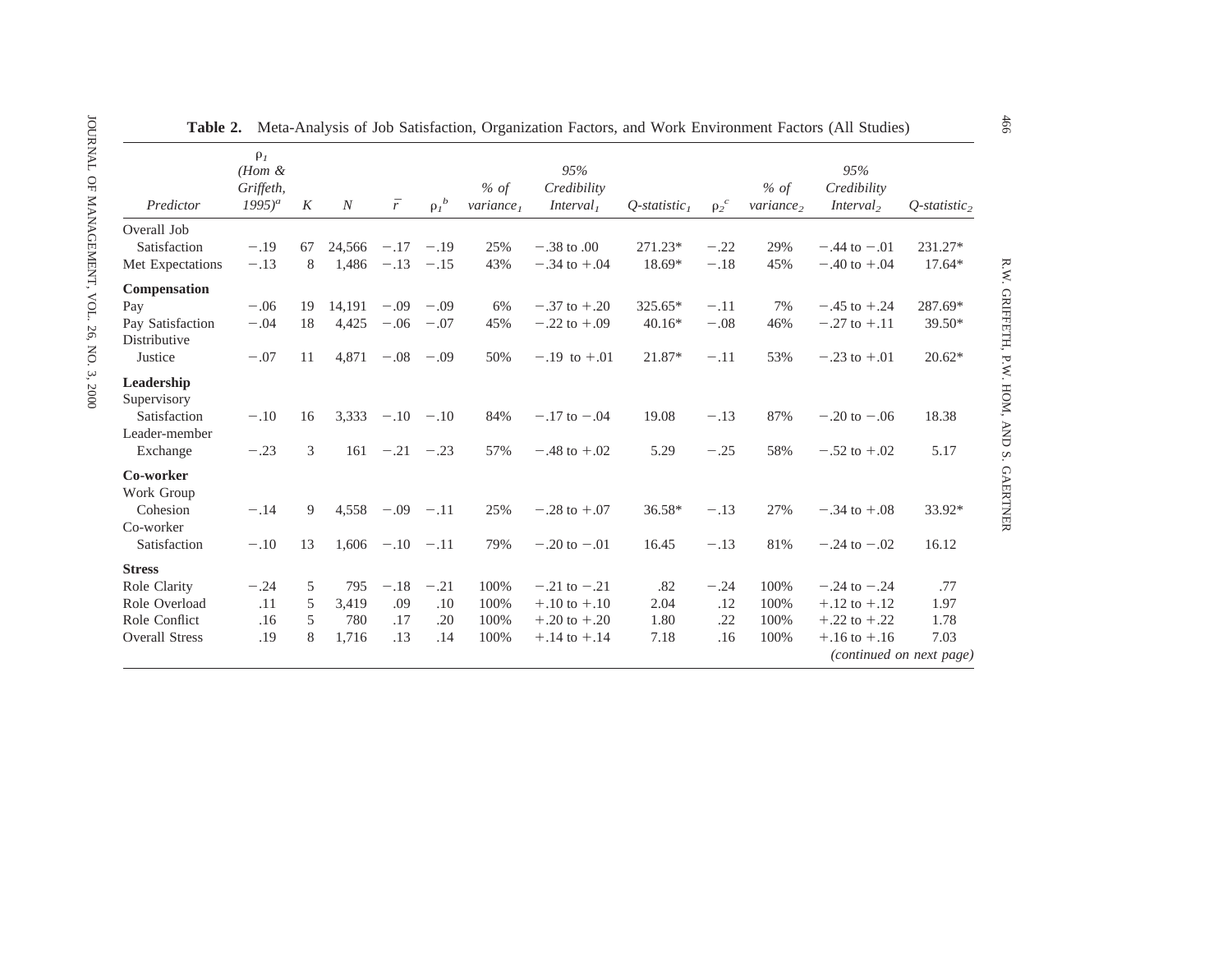**Table 2.** Meta-Analysis of Job Satisfaction, Organization Factors, and Work Environment Factors (All Studies)

| Predictor | $\rho_1$ (Hom & Griffeth, 1995)[a] | K | N | $\bar{r}$ | $\rho_1$[b] | % of variance$_1$ | 95% Credibility Interval$_1$ | Q-statistic$_1$ | $\rho_2$[c] | % of variance$_2$ | 95% Credibility Interval$_2$ | Q-statistic$_2$ |
|---|---|---|---|---|---|---|---|---|---|---|---|---|
| Overall Job Satisfaction | −.19 | 67 | 24,566 | −.17 | −.19 | 25% | −.38 to .00 | 271.23* | −.22 | 29% | −.44 to −.01 | 231.27* |
| Met Expectations | −.13 | 8 | 1,486 | −.13 | −.15 | 43% | −.34 to +.04 | 18.69* | −.18 | 45% | −.40 to +.04 | 17.64* |
| **Compensation** | | | | | | | | | | | | |
| Pay | −.06 | 19 | 14,191 | −.09 | −.09 | 6% | −.37 to +.20 | 325.65* | −.11 | 7% | −.45 to +.24 | 287.69* |
| Pay Satisfaction | −.04 | 18 | 4,425 | −.06 | −.07 | 45% | −.22 to +.09 | 40.16* | −.08 | 46% | −.27 to +.11 | 39.50* |
| Distributive Justice | −.07 | 11 | 4,871 | −.08 | −.09 | 50% | −.19 to +.01 | 21.87* | −.11 | 53% | −.23 to +.01 | 20.62* |
| **Leadership** | | | | | | | | | | | | |
| Supervisory Satisfaction | −.10 | 16 | 3,333 | −.10 | −.10 | 84% | −.17 to −.04 | 19.08 | −.13 | 87% | −.20 to −.06 | 18.38 |
| Leader-member Exchange | −.23 | 3 | 161 | −.21 | −.23 | 57% | −.48 to +.02 | 5.29 | −.25 | 58% | −.52 to +.02 | 5.17 |
| **Co-worker** | | | | | | | | | | | | |
| Work Group Cohesion | −.14 | 9 | 4,558 | −.09 | −.11 | 25% | −.28 to +.07 | 36.58* | −.13 | 27% | −.34 to +.08 | 33.92* |
| Co-worker Satisfaction | −.10 | 13 | 1,606 | −.10 | −.11 | 79% | −.20 to −.01 | 16.45 | −.13 | 81% | −.24 to −.02 | 16.12 |
| **Stress** | | | | | | | | | | | | |
| Role Clarity | −.24 | 5 | 795 | −.18 | −.21 | 100% | −.21 to −.21 | .82 | −.24 | 100% | −.24 to −.24 | .77 |
| Role Overload | .11 | 5 | 3,419 | .09 | .10 | 100% | +.10 to +.10 | 2.04 | .12 | 100% | +.12 to +.12 | 1.97 |
| Role Conflict | .16 | 5 | 780 | .17 | .20 | 100% | +.20 to +.20 | 1.80 | .22 | 100% | +.22 to +.22 | 1.78 |
| Overall Stress | .19 | 8 | 1,716 | .13 | .14 | 100% | +.14 to +.14 | 7.18 | .16 | 100% | +.16 to +.16 | 7.03 |

*(continued on next page)*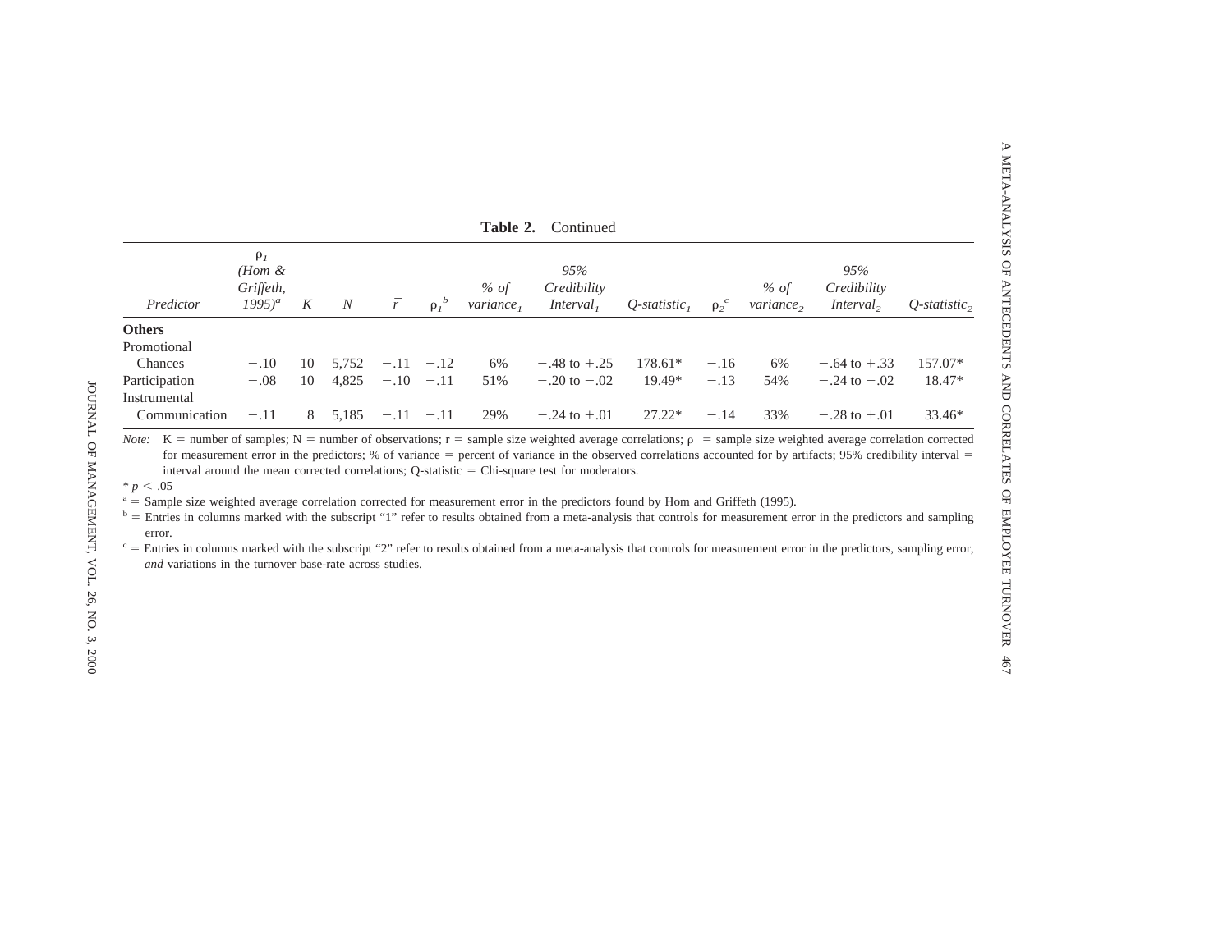**Table 2.** Continued

| Predictor | $\rho_1$ (Hom & Griffeth, 1995)[a] | K | N | $\bar{r}$ | $\rho_1$[b] | % of variance$_1$ | 95% Credibility Interval$_1$ | Q-statistic$_1$ | $\rho_2$[c] | % of variance$_2$ | 95% Credibility Interval$_2$ | Q-statistic$_2$ |
|---|---|---|---|---|---|---|---|---|---|---|---|---|
| **Others** | | | | | | | | | | | | |
| Promotional Chances | −.10 | 10 | 5,752 | −.11 | −.12 | 6% | −.48 to +.25 | 178.61* | −.16 | 6% | −.64 to +.33 | 157.07* |
| Participation | −.08 | 10 | 4,825 | −.10 | −.11 | 51% | −.20 to −.02 | 19.49* | −.13 | 54% | −.24 to −.02 | 18.47* |
| Instrumental Communication | −.11 | 8 | 5,185 | −.11 | −.11 | 29% | −.24 to +.01 | 27.22* | −.14 | 33% | −.28 to +.01 | 33.46* |

*Note:* K = number of samples; N = number of observations; r = sample size weighted average correlations; $\rho_1$ = sample size weighted average correlation corrected for measurement error in the predictors; % of variance = percent of variance in the observed correlations accounted for by artifacts; 95% credibility interval = interval around the mean corrected correlations; Q-statistic = Chi-square test for moderators.

* $p < .05$

[a] = Sample size weighted average correlation corrected for measurement error in the predictors found by Hom and Griffeth (1995).

[b] = Entries in columns marked with the subscript "1" refer to results obtained from a meta-analysis that controls for measurement error in the predictors and sampling error.

[c] = Entries in columns marked with the subscript "2" refer to results obtained from a meta-analysis that controls for measurement error in the predictors, sampling error, *and* variations in the turnover base-rate across studies.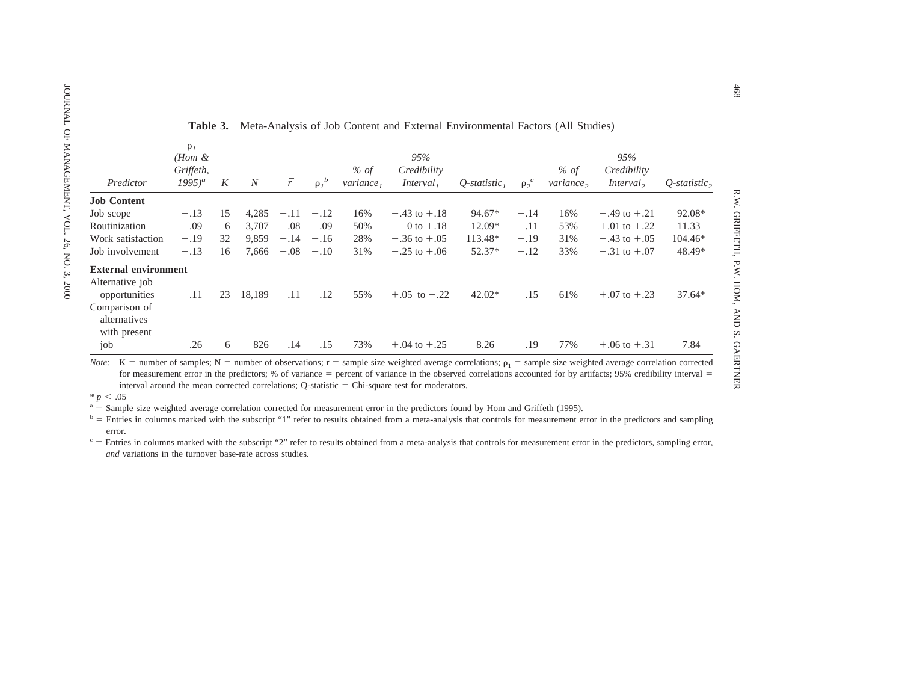**Table 3.** Meta-Analysis of Job Content and External Environmental Factors (All Studies)

| Predictor | $\rho_1$ (Hom & Griffeth, 1995)[a] | K | N | $\bar{r}$ | $\rho_1$[b] | % of variance$_1$ | 95% Credibility Interval$_1$ | Q-statistic$_1$ | $\rho_2$[c] | % of variance$_2$ | 95% Credibility Interval$_2$ | Q-statistic$_2$ |
|---|---|---|---|---|---|---|---|---|---|---|---|---|
| **Job Content** | | | | | | | | | | | | |
| Job scope | −.13 | 15 | 4,285 | −.11 | −.12 | 16% | −.43 to +.18 | 94.67* | −.14 | 16% | −.49 to +.21 | 92.08* |
| Routinization | .09 | 6 | 3,707 | .08 | .09 | 50% | 0 to +.18 | 12.09* | .11 | 53% | +.01 to +.22 | 11.33 |
| Work satisfaction | −.19 | 32 | 9,859 | −.14 | −.16 | 28% | −.36 to +.05 | 113.48* | −.19 | 31% | −.43 to +.05 | 104.46* |
| Job involvement | −.13 | 16 | 7,666 | −.08 | −.10 | 31% | −.25 to +.06 | 52.37* | −.12 | 33% | −.31 to +.07 | 48.49* |
| **External environment** | | | | | | | | | | | | |
| Alternative job opportunities | .11 | 23 | 18,189 | .11 | .12 | 55% | +.05 to +.22 | 42.02* | .15 | 61% | +.07 to +.23 | 37.64* |
| Comparison of alternatives with present job | .26 | 6 | 826 | .14 | .15 | 73% | +.04 to +.25 | 8.26 | .19 | 77% | +.06 to +.31 | 7.84 |

*Note:* K = number of samples; N = number of observations; r = sample size weighted average correlations; $\rho_1$ = sample size weighted average correlation corrected for measurement error in the predictors; % of variance = percent of variance in the observed correlations accounted for by artifacts; 95% credibility interval = interval around the mean corrected correlations; Q-statistic = Chi-square test for moderators.

\* $p < .05$

[a] = Sample size weighted average correlation corrected for measurement error in the predictors found by Hom and Griffeth (1995).

[b] = Entries in columns marked with the subscript "1" refer to results obtained from a meta-analysis that controls for measurement error in the predictors and sampling error.

[c] = Entries in columns marked with the subscript "2" refer to results obtained from a meta-analysis that controls for measurement error in the predictors, sampling error, *and* variations in the turnover base-rate across studies.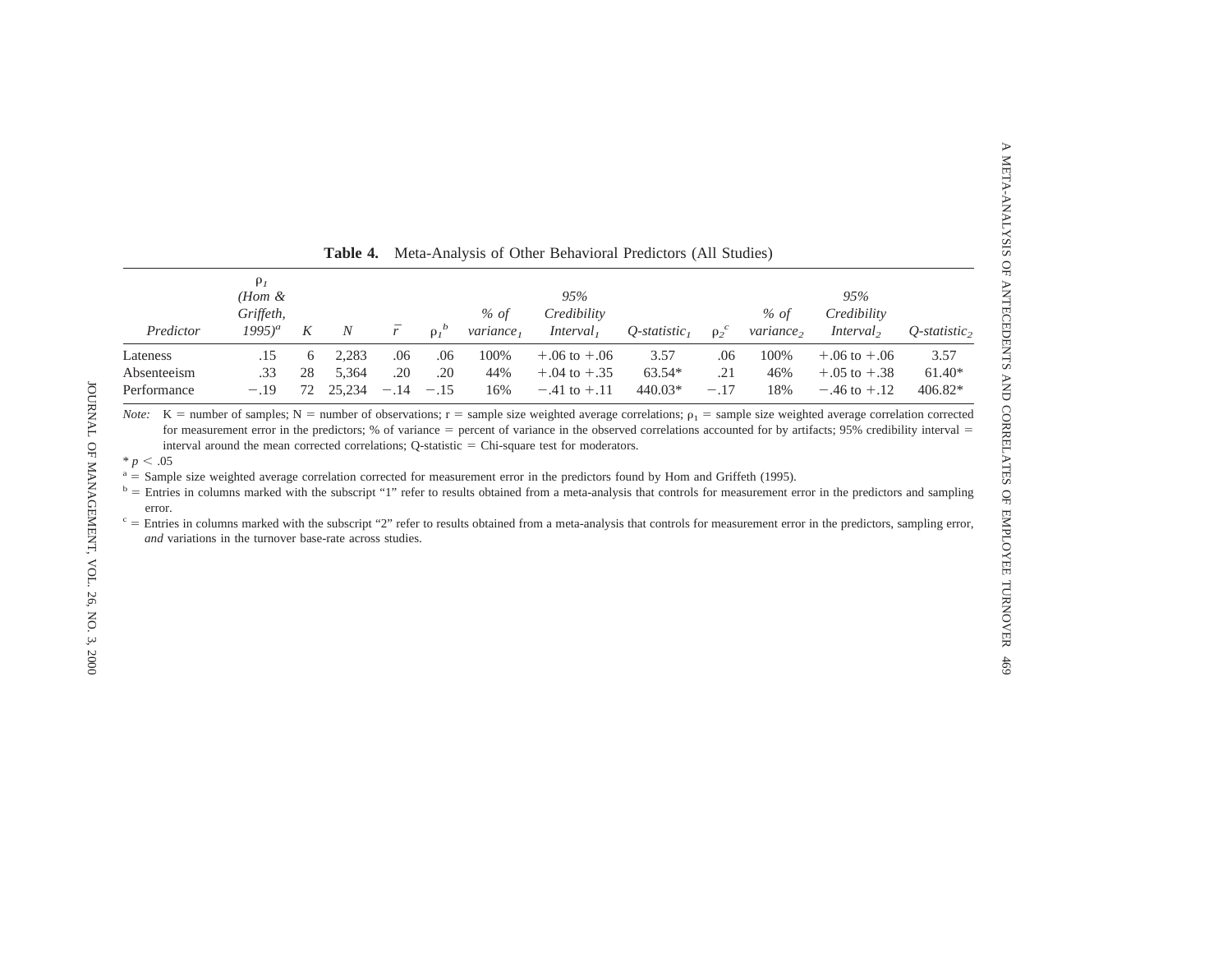**Table 4.** Meta-Analysis of Other Behavioral Predictors (All Studies)

| *Predictor* | $\rho_1$ *(Hom & Griffeth, 1995)*[a] | *K* | *N* | $\bar{r}$ | $\rho_1$[b] | *% of variance*$_1$ | *95% Credibility Interval*$_1$ | *Q-statistic*$_1$ | $\rho_2$[c] | *% of variance*$_2$ | *95% Credibility Interval*$_2$ | *Q-statistic*$_2$ |
|---|---|---|---|---|---|---|---|---|---|---|---|---|
| Lateness | .15 | 6 | 2,283 | .06 | .06 | 100% | +.06 to +.06 | 3.57 | .06 | 100% | +.06 to +.06 | 3.57 |
| Absenteeism | .33 | 28 | 5,364 | .20 | .20 | 44% | +.04 to +.35 | 63.54* | .21 | 46% | +.05 to +.38 | 61.40* |
| Performance | −.19 | 72 | 25,234 | −.14 | −.15 | 16% | −.41 to +.11 | 440.03* | −.17 | 18% | −.46 to +.12 | 406.82* |

*Note:* K = number of samples; N = number of observations; r = sample size weighted average correlations; $\rho_1$ = sample size weighted average correlation corrected for measurement error in the predictors; % of variance = percent of variance in the observed correlations accounted for by artifacts; 95% credibility interval = interval around the mean corrected correlations; Q-statistic = Chi-square test for moderators.

* $p < .05$

[a] = Sample size weighted average correlation corrected for measurement error in the predictors found by Hom and Griffeth (1995).

[b] = Entries in columns marked with the subscript "1" refer to results obtained from a meta-analysis that controls for measurement error in the predictors and sampling error.

[c] = Entries in columns marked with the subscript "2" refer to results obtained from a meta-analysis that controls for measurement error in the predictors, sampling error, *and* variations in the turnover base-rate across studies.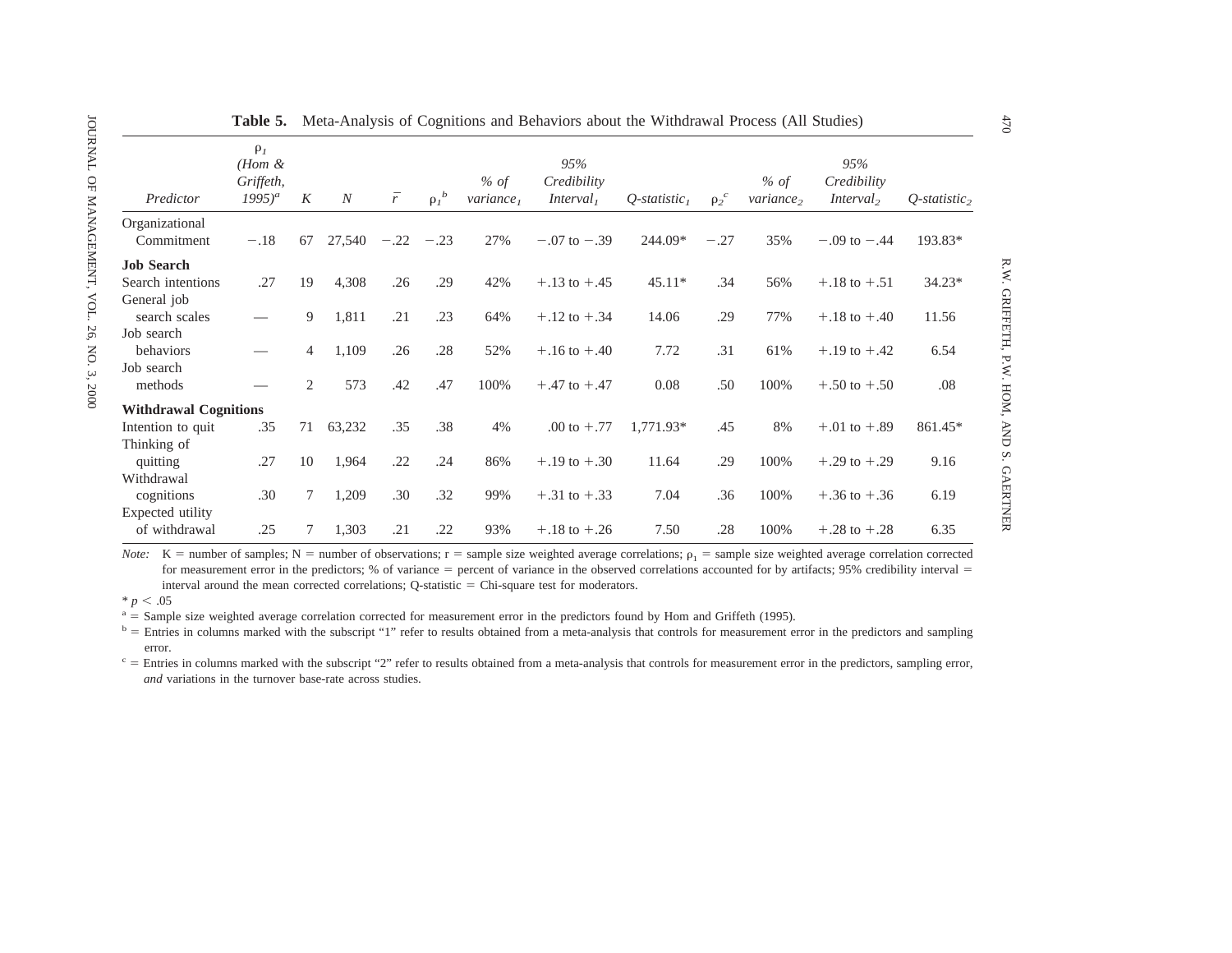**Table 5.** Meta-Analysis of Cognitions and Behaviors about the Withdrawal Process (All Studies)

| Predictor | $\rho_1$ *(Hom & Griffeth, 1995)*[a] | *K* | *N* | $\bar{r}$ | $\rho_1$[b] | *% of variance*$_1$ | *95% Credibility Interval*$_1$ | *Q-statistic*$_1$ | $\rho_2$[c] | *% of variance*$_2$ | *95% Credibility Interval*$_2$ | *Q-statistic*$_2$ |
|---|---|---|---|---|---|---|---|---|---|---|---|---|
| Organizational Commitment | −.18 | 67 | 27,540 | −.22 | −.23 | 27% | −.07 to −.39 | 244.09* | −.27 | 35% | −.09 to −.44 | 193.83* |
| **Job Search** | | | | | | | | | | | | |
| Search intentions | .27 | 19 | 4,308 | .26 | .29 | 42% | +.13 to +.45 | 45.11* | .34 | 56% | +.18 to +.51 | 34.23* |
| General job search scales | — | 9 | 1,811 | .21 | .23 | 64% | +.12 to +.34 | 14.06 | .29 | 77% | +.18 to +.40 | 11.56 |
| Job search behaviors | — | 4 | 1,109 | .26 | .28 | 52% | +.16 to +.40 | 7.72 | .31 | 61% | +.19 to +.42 | 6.54 |
| Job search methods | — | 2 | 573 | .42 | .47 | 100% | +.47 to +.47 | 0.08 | .50 | 100% | +.50 to +.50 | .08 |
| **Withdrawal Cognitions** | | | | | | | | | | | | |
| Intention to quit | .35 | 71 | 63,232 | .35 | .38 | 4% | .00 to +.77 | 1,771.93* | .45 | 8% | +.01 to +.89 | 861.45* |
| Thinking of quitting | .27 | 10 | 1,964 | .22 | .24 | 86% | +.19 to +.30 | 11.64 | .29 | 100% | +.29 to +.29 | 9.16 |
| Withdrawal cognitions | .30 | 7 | 1,209 | .30 | .32 | 99% | +.31 to +.33 | 7.04 | .36 | 100% | +.36 to +.36 | 6.19 |
| Expected utility of withdrawal | .25 | 7 | 1,303 | .21 | .22 | 93% | +.18 to +.26 | 7.50 | .28 | 100% | +.28 to +.28 | 6.35 |

*Note:* K = number of samples; N = number of observations; r = sample size weighted average correlations; $\rho_1$ = sample size weighted average correlation corrected for measurement error in the predictors; % of variance = percent of variance in the observed correlations accounted for by artifacts; 95% credibility interval = interval around the mean corrected correlations; Q-statistic = Chi-square test for moderators.

* $p < .05$

[a] = Sample size weighted average correlation corrected for measurement error in the predictors found by Hom and Griffeth (1995).

[b] = Entries in columns marked with the subscript "1" refer to results obtained from a meta-analysis that controls for measurement error in the predictors and sampling error.

[c] = Entries in columns marked with the subscript "2" refer to results obtained from a meta-analysis that controls for measurement error in the predictors, sampling error, *and* variations in the turnover base-rate across studies.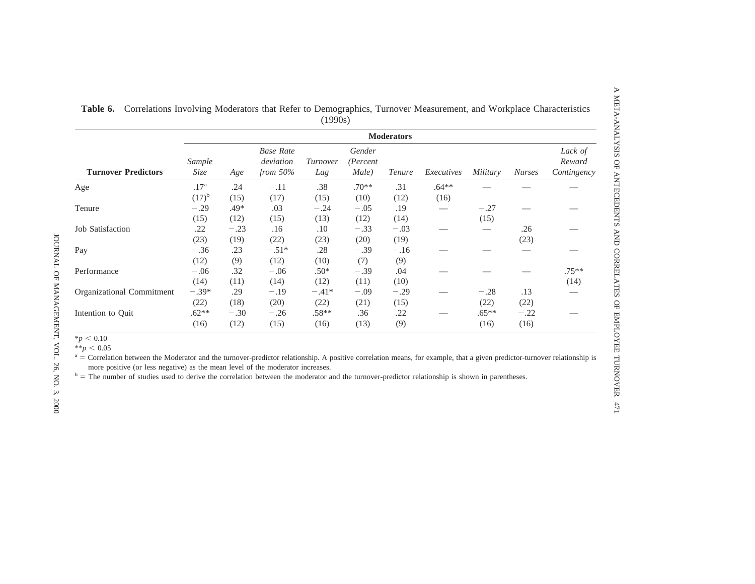**Table 6.** Correlations Involving Moderators that Refer to Demographics, Turnover Measurement, and Workplace Characteristics (1990s)

| | Moderators | | | | | | | | | |
|---|---|---|---|---|---|---|---|---|---|---|
| **Turnover Predictors** | *Sample Size* | *Age* | *Base Rate deviation from 50%* | *Turnover Lag* | *Gender (Percent Male)* | *Tenure* | *Executives* | *Military* | *Nurses* | *Lack of Reward Contingency* |
| Age | .17[a] (17)[b] | .24 (15) | −.11 (17) | .38 (15) | .70** (10) | .31 (12) | .64** (16) | — | — | — |
| Tenure | −.29 (15) | .49* (12) | .03 (15) | −.24 (13) | −.05 (12) | .19 (14) | — | −.27 (15) | — | — |
| Job Satisfaction | .22 (23) | −.23 (19) | .16 (22) | .10 (23) | −.33 (20) | −.03 (19) | — | — | .26 (23) | — |
| Pay | −.36 (12) | .23 (9) | −.51* (12) | .28 (10) | −.39 (7) | −.16 (9) | — | — | — | — |
| Performance | −.06 (14) | .32 (11) | −.06 (14) | .50* (12) | −.39 (11) | .04 (10) | — | — | — | .75** (14) |
| Organizational Commitment | −.39* (22) | .29 (18) | −.19 (20) | −.41* (22) | −.09 (21) | −.29 (15) | — | −.28 (22) | .13 (22) | — |
| Intention to Quit | .62** (16) | −.30 (12) | −.26 (15) | .58** (16) | .36 (13) | .22 (9) | — | .65** (16) | −.22 (16) | — |

*$p < 0.10$

**$p < 0.05$

[a] = Correlation between the Moderator and the turnover-predictor relationship. A positive correlation means, for example, that a given predictor-turnover relationship is more positive (or less negative) as the mean level of the moderator increases.

[b] = The number of studies used to derive the correlation between the moderator and the turnover-predictor relationship is shown in parentheses.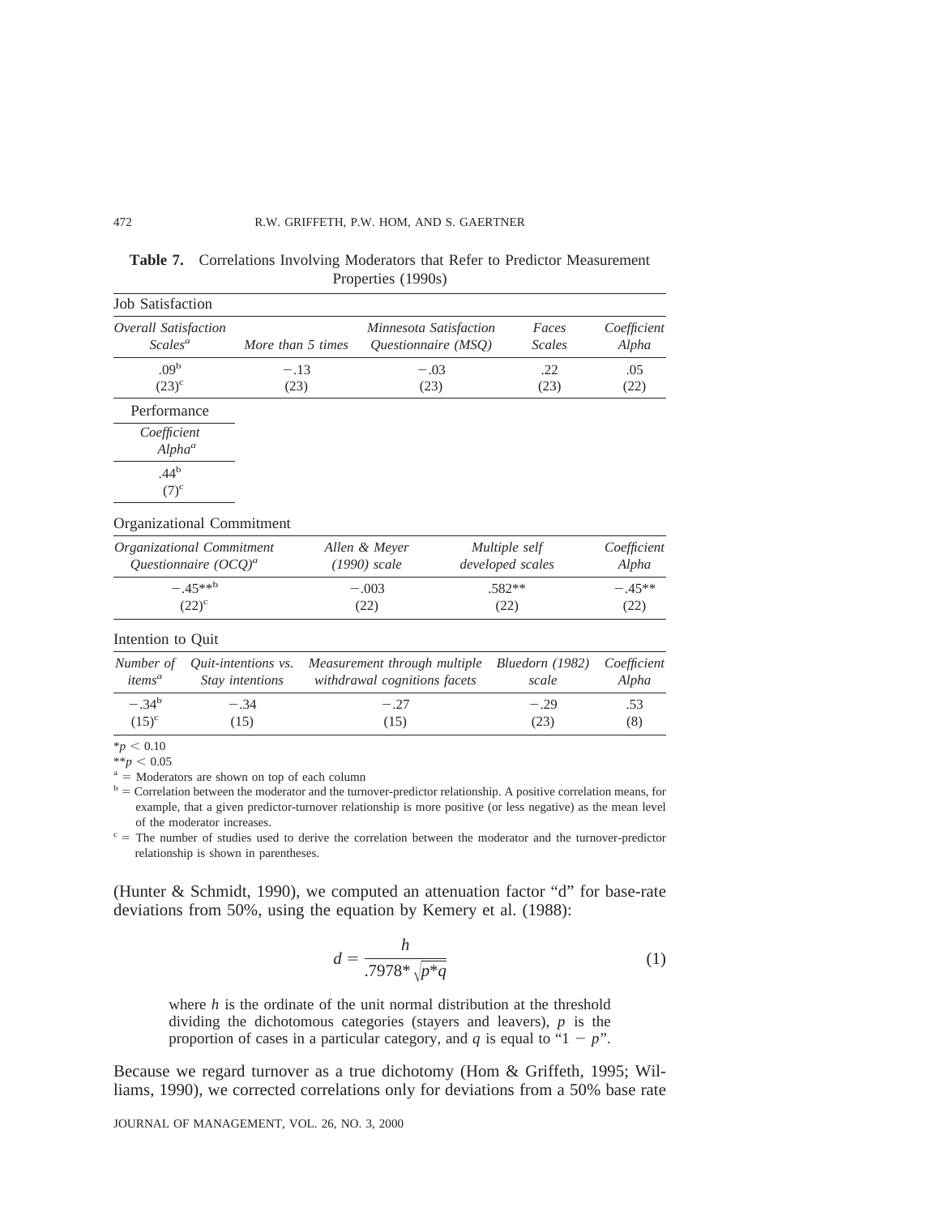**Table 7.** Correlations Involving Moderators that Refer to Predictor Measurement Properties (1990s)

Job Satisfaction

| *Overall Satisfaction Scales*[a] | *More than 5 times* | *Minnesota Satisfaction Questionnaire (MSQ)* | *Faces Scales* | *Coefficient Alpha* |
|---|---|---|---|---|
| .09[b] | −.13 | −.03 | .22 | .05 |
| (23)[c] | (23) | (23) | (23) | (22) |

Performance

| *Coefficient Alpha*[a] |
|---|
| .44[b] |
| (7)[c] |

Organizational Commitment

| *Organizational Commitment Questionnaire (OCQ)*[a] | *Allen & Meyer (1990) scale* | *Multiple self developed scales* | *Coefficient Alpha* |
|---|---|---|---|
| −.45**[b] | −.003 | .582** | −.45** |
| (22)[c] | (22) | (22) | (22) |

Intention to Quit

| *Number of items*[a] | *Quit-intentions vs. Stay intentions* | *Measurement through multiple withdrawal cognitions facets* | *Bluedorn (1982) scale* | *Coefficient Alpha* |
|---|---|---|---|---|
| −.34[b] | −.34 | −.27 | −.29 | .53 |
| (15)[c] | (15) | (15) | (23) | (8) |

*$p < 0.10$

**$p < 0.05$

[a] = Moderators are shown on top of each column

[b] = Correlation between the moderator and the turnover-predictor relationship. A positive correlation means, for example, that a given predictor-turnover relationship is more positive (or less negative) as the mean level of the moderator increases.

[c] = The number of studies used to derive the correlation between the moderator and the turnover-predictor relationship is shown in parentheses.

(Hunter & Schmidt, 1990), we computed an attenuation factor "d" for base-rate deviations from 50%, using the equation by Kemery et al. (1988):

$$d = \frac{h}{.7978 * \sqrt{p * q}} \tag{1}$$

> where $h$ is the ordinate of the unit normal distribution at the threshold dividing the dichotomous categories (stayers and leavers), $p$ is the proportion of cases in a particular category, and $q$ is equal to "$1 - p$".

Because we regard turnover as a true dichotomy (Hom & Griffeth, 1995; Williams, 1990), we corrected correlations only for deviations from a 50% base rate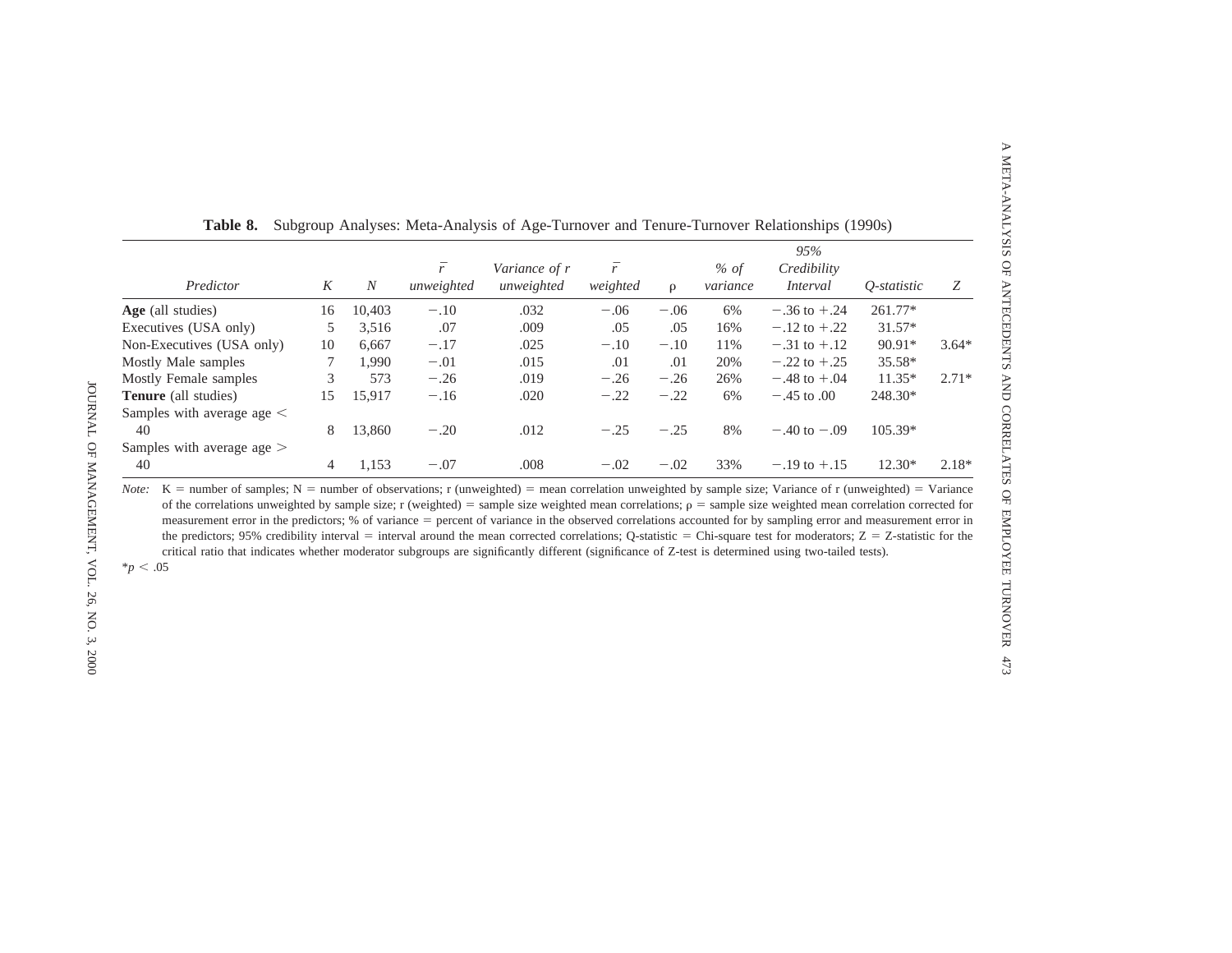**Table 8.** Subgroup Analyses: Meta-Analysis of Age-Turnover and Tenure-Turnover Relationships (1990s)

| Predictor | K | N | $\bar{r}$ unweighted | Variance of r unweighted | $\bar{r}$ weighted | ρ | % of variance | 95% Credibility Interval | Q-statistic | Z |
|---|---|---|---|---|---|---|---|---|---|---|
| **Age** (all studies) | 16 | 10,403 | −.10 | .032 | −.06 | −.06 | 6% | −.36 to +.24 | 261.77* | |
| Executives (USA only) | 5 | 3,516 | .07 | .009 | .05 | .05 | 16% | −.12 to +.22 | 31.57* | |
| Non-Executives (USA only) | 10 | 6,667 | −.17 | .025 | −.10 | −.10 | 11% | −.31 to +.12 | 90.91* | 3.64* |
| Mostly Male samples | 7 | 1,990 | −.01 | .015 | .01 | .01 | 20% | −.22 to +.25 | 35.58* | |
| Mostly Female samples | 3 | 573 | −.26 | .019 | −.26 | −.26 | 26% | −.48 to +.04 | 11.35* | 2.71* |
| **Tenure** (all studies) | 15 | 15,917 | −.16 | .020 | −.22 | −.22 | 6% | −.45 to .00 | 248.30* | |
| Samples with average age < 40 | 8 | 13,860 | −.20 | .012 | −.25 | −.25 | 8% | −.40 to −.09 | 105.39* | |
| Samples with average age > 40 | 4 | 1,153 | −.07 | .008 | −.02 | −.02 | 33% | −.19 to +.15 | 12.30* | 2.18* |

*Note:* K = number of samples; N = number of observations; r (unweighted) = mean correlation unweighted by sample size; Variance of r (unweighted) = Variance of the correlations unweighted by sample size; r (weighted) = sample size weighted mean correlations; ρ = sample size weighted mean correlation corrected for measurement error in the predictors; % of variance = percent of variance in the observed correlations accounted for by sampling error and measurement error in the predictors; 95% credibility interval = interval around the mean corrected correlations; Q-statistic = Chi-square test for moderators; Z = Z-statistic for the critical ratio that indicates whether moderator subgroups are significantly different (significance of Z-test is determined using two-tailed tests).

*$p < .05$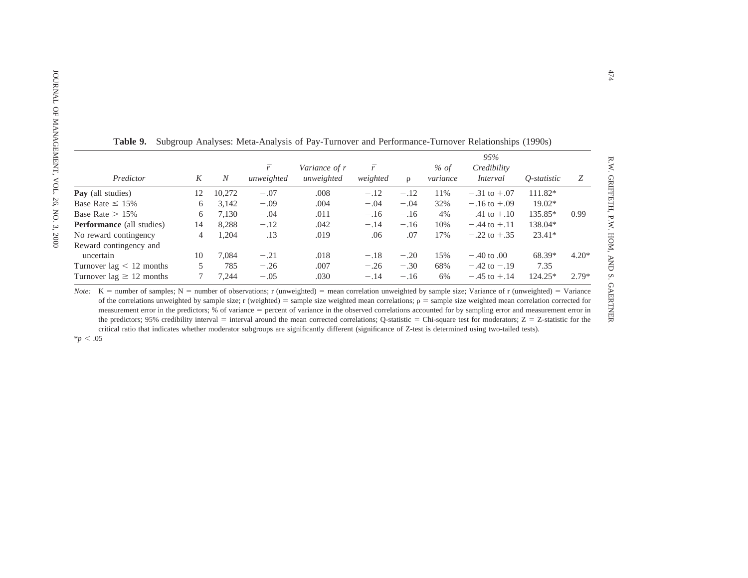**Table 9.** Subgroup Analyses: Meta-Analysis of Pay-Turnover and Performance-Turnover Relationships (1990s)

| Predictor | K | N | $\bar{r}$ unweighted | Variance of r unweighted | $\bar{r}$ weighted | ρ | % of variance | 95% Credibility Interval | Q-statistic | Z |
|---|---|---|---|---|---|---|---|---|---|---|
| **Pay** (all studies) | 12 | 10,272 | −.07 | .008 | −.12 | −.12 | 11% | −.31 to +.07 | 111.82* | |
| Base Rate ≤ 15% | 6 | 3,142 | −.09 | .004 | −.04 | −.04 | 32% | −.16 to +.09 | 19.02* | |
| Base Rate > 15% | 6 | 7,130 | −.04 | .011 | −.16 | −.16 | 4% | −.41 to +.10 | 135.85* | 0.99 |
| **Performance** (all studies) | 14 | 8,288 | −.12 | .042 | −.14 | −.16 | 10% | −.44 to +.11 | 138.04* | |
| No reward contingency | 4 | 1,204 | .13 | .019 | .06 | .07 | 17% | −.22 to +.35 | 23.41* | |
| Reward contingency and uncertain | 10 | 7,084 | −.21 | .018 | −.18 | −.20 | 15% | −.40 to .00 | 68.39* | 4.20* |
| Turnover lag < 12 months | 5 | 785 | −.26 | .007 | −.26 | −.30 | 68% | −.42 to −.19 | 7.35 | |
| Turnover lag ≥ 12 months | 7 | 7,244 | −.05 | .030 | −.14 | −.16 | 6% | −.45 to +.14 | 124.25* | 2.79* |

*Note:* K = number of samples; N = number of observations; r (unweighted) = mean correlation unweighted by sample size; Variance of r (unweighted) = Variance of the correlations unweighted by sample size; r (weighted) = sample size weighted mean correlations; ρ = sample size weighted mean correlation corrected for measurement error in the predictors; % of variance = percent of variance in the observed correlations accounted for by sampling error and measurement error in the predictors; 95% credibility interval = interval around the mean corrected correlations; Q-statistic = Chi-square test for moderators; Z = Z-statistic for the critical ratio that indicates whether moderator subgroups are significantly different (significance of Z-test is determined using two-tailed tests).

*$p < .05$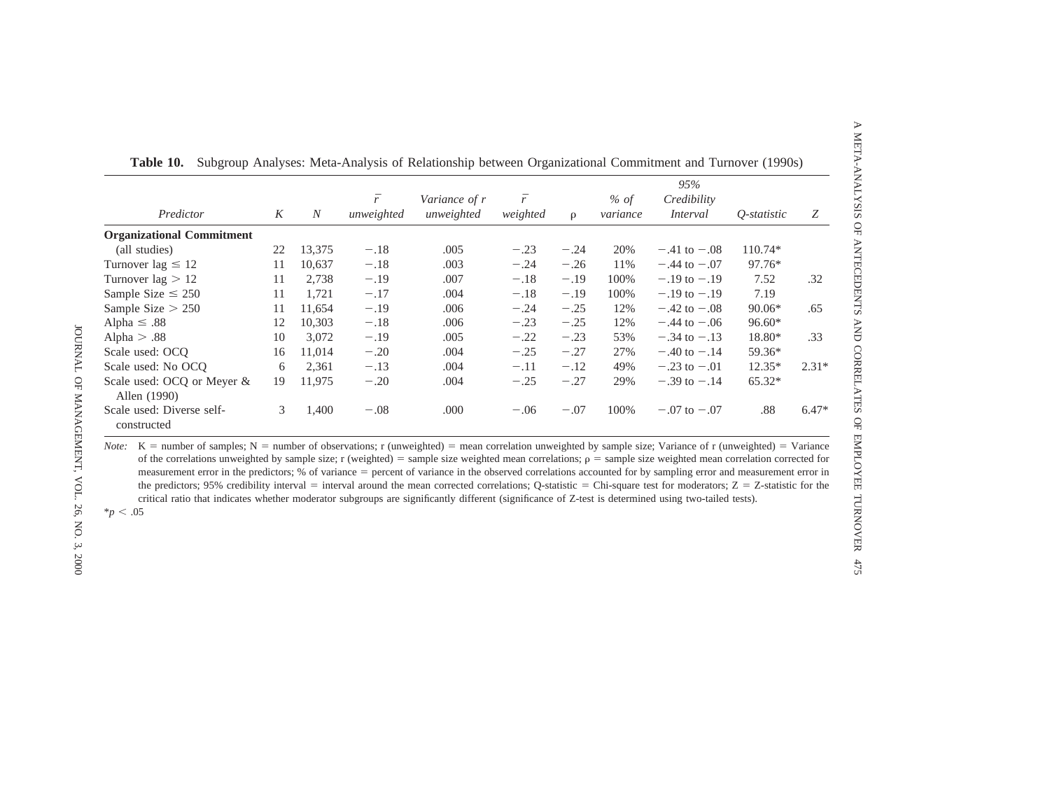**Table 10.** Subgroup Analyses: Meta-Analysis of Relationship between Organizational Commitment and Turnover (1990s)

| *Predictor* | *K* | *N* | $\bar{r}$ *unweighted* | *Variance of r unweighted* | $\bar{r}$ *weighted* | ρ | *% of variance* | *95% Credibility Interval* | *Q-statistic* | *Z* |
|---|---|---|---|---|---|---|---|---|---|---|
| **Organizational Commitment** | | | | | | | | | | |
| (all studies) | 22 | 13,375 | −.18 | .005 | −.23 | −.24 | 20% | −.41 to −.08 | 110.74* | |
| Turnover lag ≤ 12 | 11 | 10,637 | −.18 | .003 | −.24 | −.26 | 11% | −.44 to −.07 | 97.76* | |
| Turnover lag > 12 | 11 | 2,738 | −.19 | .007 | −.18 | −.19 | 100% | −.19 to −.19 | 7.52 | .32 |
| Sample Size ≤ 250 | 11 | 1,721 | −.17 | .004 | −.18 | −.19 | 100% | −.19 to −.19 | 7.19 | |
| Sample Size > 250 | 11 | 11,654 | −.19 | .006 | −.24 | −.25 | 12% | −.42 to −.08 | 90.06* | .65 |
| Alpha ≤ .88 | 12 | 10,303 | −.18 | .006 | −.23 | −.25 | 12% | −.44 to −.06 | 96.60* | |
| Alpha > .88 | 10 | 3,072 | −.19 | .005 | −.22 | −.23 | 53% | −.34 to −.13 | 18.80* | .33 |
| Scale used: OCQ | 16 | 11,014 | −.20 | .004 | −.25 | −.27 | 27% | −.40 to −.14 | 59.36* | |
| Scale used: No OCQ | 6 | 2,361 | −.13 | .004 | −.11 | −.12 | 49% | −.23 to −.01 | 12.35* | 2.31* |
| Scale used: OCQ or Meyer & Allen (1990) | 19 | 11,975 | −.20 | .004 | −.25 | −.27 | 29% | −.39 to −.14 | 65.32* | |
| Scale used: Diverse self-constructed | 3 | 1,400 | −.08 | .000 | −.06 | −.07 | 100% | −.07 to −.07 | .88 | 6.47* |

*Note:* K = number of samples; N = number of observations; r (unweighted) = mean correlation unweighted by sample size; Variance of r (unweighted) = Variance of the correlations unweighted by sample size; r (weighted) = sample size weighted mean correlations; ρ = sample size weighted mean correlation corrected for measurement error in the predictors; % of variance = percent of variance in the observed correlations accounted for by sampling error and measurement error in the predictors; 95% credibility interval = interval around the mean corrected correlations; Q-statistic = Chi-square test for moderators; Z = Z-statistic for the critical ratio that indicates whether moderator subgroups are significantly different (significance of Z-test is determined using two-tailed tests).

*$p < .05$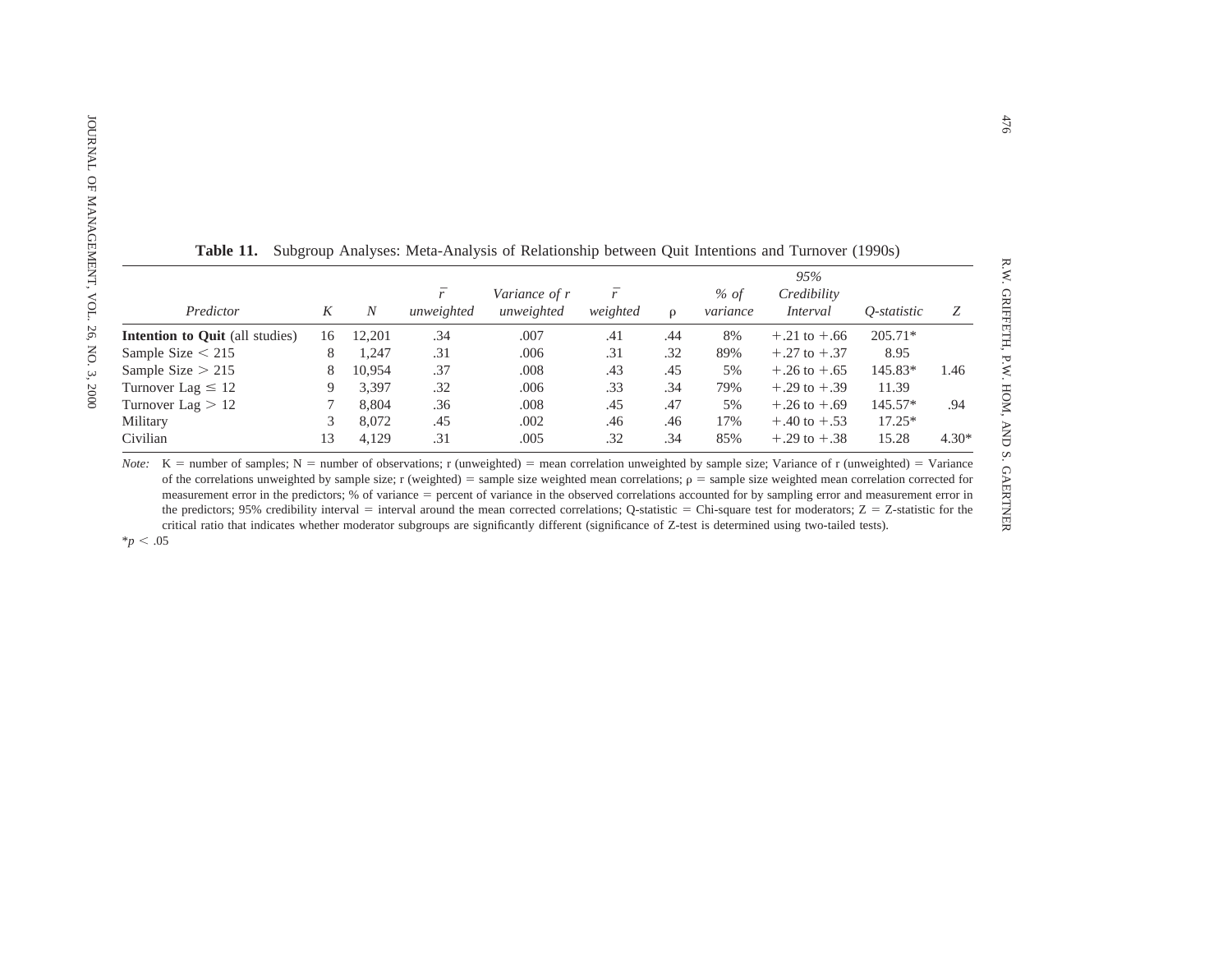**Table 11.** Subgroup Analyses: Meta-Analysis of Relationship between Quit Intentions and Turnover (1990s)

| *Predictor* | *K* | *N* | $\bar{r}$ *unweighted* | *Variance of r unweighted* | $\bar{r}$ *weighted* | $\rho$ | *% of variance* | *95% Credibility Interval* | *Q-statistic* | *Z* |
|---|---|---|---|---|---|---|---|---|---|---|
| **Intention to Quit** (all studies) | 16 | 12,201 | .34 | .007 | .41 | .44 | 8% | +.21 to +.66 | 205.71* | |
| Sample Size < 215 | 8 | 1,247 | .31 | .006 | .31 | .32 | 89% | +.27 to +.37 | 8.95 | |
| Sample Size > 215 | 8 | 10,954 | .37 | .008 | .43 | .45 | 5% | +.26 to +.65 | 145.83* | 1.46 |
| Turnover Lag ≤ 12 | 9 | 3,397 | .32 | .006 | .33 | .34 | 79% | +.29 to +.39 | 11.39 | |
| Turnover Lag > 12 | 7 | 8,804 | .36 | .008 | .45 | .47 | 5% | +.26 to +.69 | 145.57* | .94 |
| Military | 3 | 8,072 | .45 | .002 | .46 | .46 | 17% | +.40 to +.53 | 17.25* | |
| Civilian | 13 | 4,129 | .31 | .005 | .32 | .34 | 85% | +.29 to +.38 | 15.28 | 4.30* |

*Note:* K = number of samples; N = number of observations; r (unweighted) = mean correlation unweighted by sample size; Variance of r (unweighted) = Variance of the correlations unweighted by sample size; r (weighted) = sample size weighted mean correlations; $\rho$ = sample size weighted mean correlation corrected for measurement error in the predictors; % of variance = percent of variance in the observed correlations accounted for by sampling error and measurement error in the predictors; 95% credibility interval = interval around the mean corrected correlations; Q-statistic = Chi-square test for moderators; Z = Z-statistic for the critical ratio that indicates whether moderator subgroups are significantly different (significance of Z-test is determined using two-tailed tests).

*$p < .05$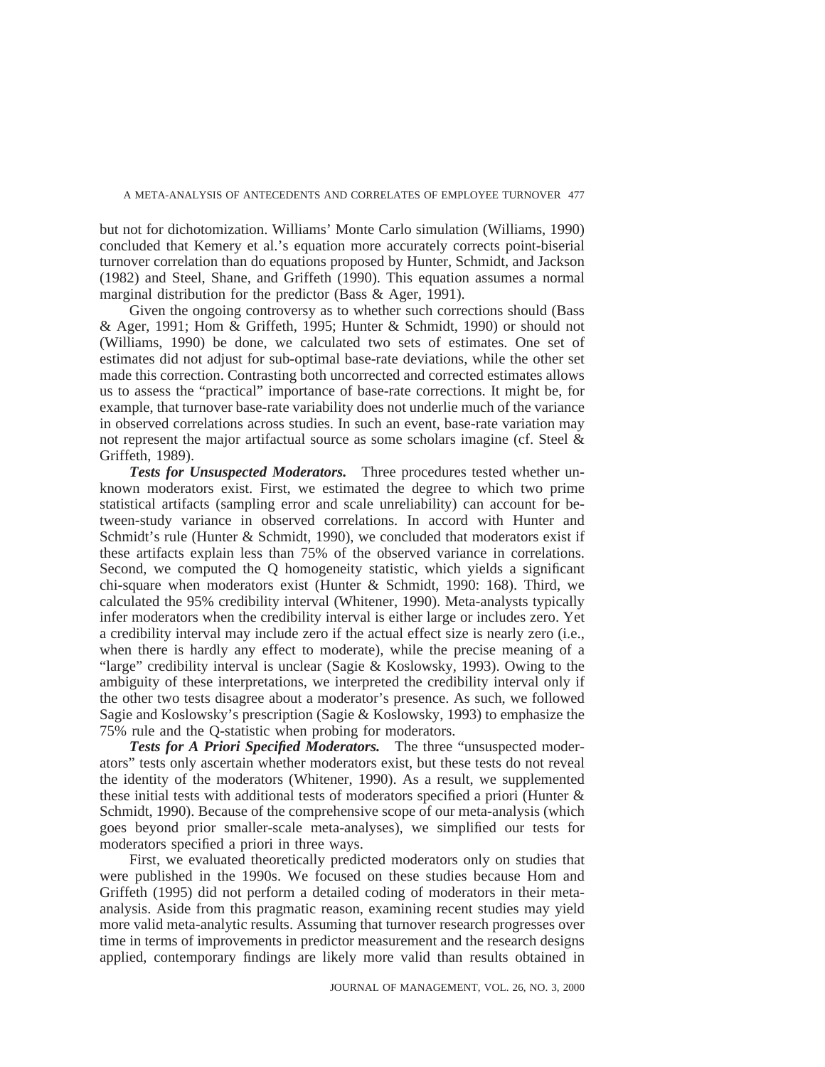but not for dichotomization. Williams' Monte Carlo simulation (Williams, 1990) concluded that Kemery et al.'s equation more accurately corrects point-biserial turnover correlation than do equations proposed by Hunter, Schmidt, and Jackson (1982) and Steel, Shane, and Griffeth (1990). This equation assumes a normal marginal distribution for the predictor (Bass & Ager, 1991).

Given the ongoing controversy as to whether such corrections should (Bass & Ager, 1991; Hom & Griffeth, 1995; Hunter & Schmidt, 1990) or should not (Williams, 1990) be done, we calculated two sets of estimates. One set of estimates did not adjust for sub-optimal base-rate deviations, while the other set made this correction. Contrasting both uncorrected and corrected estimates allows us to assess the "practical" importance of base-rate corrections. It might be, for example, that turnover base-rate variability does not underlie much of the variance in observed correlations across studies. In such an event, base-rate variation may not represent the major artifactual source as some scholars imagine (cf. Steel & Griffeth, 1989).

***Tests for Unsuspected Moderators.*** Three procedures tested whether unknown moderators exist. First, we estimated the degree to which two prime statistical artifacts (sampling error and scale unreliability) can account for between-study variance in observed correlations. In accord with Hunter and Schmidt's rule (Hunter & Schmidt, 1990), we concluded that moderators exist if these artifacts explain less than 75% of the observed variance in correlations. Second, we computed the Q homogeneity statistic, which yields a significant chi-square when moderators exist (Hunter & Schmidt, 1990: 168). Third, we calculated the 95% credibility interval (Whitener, 1990). Meta-analysts typically infer moderators when the credibility interval is either large or includes zero. Yet a credibility interval may include zero if the actual effect size is nearly zero (i.e., when there is hardly any effect to moderate), while the precise meaning of a "large" credibility interval is unclear (Sagie & Koslowsky, 1993). Owing to the ambiguity of these interpretations, we interpreted the credibility interval only if the other two tests disagree about a moderator's presence. As such, we followed Sagie and Koslowsky's prescription (Sagie & Koslowsky, 1993) to emphasize the 75% rule and the Q-statistic when probing for moderators.

***Tests for A Priori Specified Moderators.*** The three "unsuspected moderators" tests only ascertain whether moderators exist, but these tests do not reveal the identity of the moderators (Whitener, 1990). As a result, we supplemented these initial tests with additional tests of moderators specified a priori (Hunter & Schmidt, 1990). Because of the comprehensive scope of our meta-analysis (which goes beyond prior smaller-scale meta-analyses), we simplified our tests for moderators specified a priori in three ways.

First, we evaluated theoretically predicted moderators only on studies that were published in the 1990s. We focused on these studies because Hom and Griffeth (1995) did not perform a detailed coding of moderators in their meta-analysis. Aside from this pragmatic reason, examining recent studies may yield more valid meta-analytic results. Assuming that turnover research progresses over time in terms of improvements in predictor measurement and the research designs applied, contemporary findings are likely more valid than results obtained in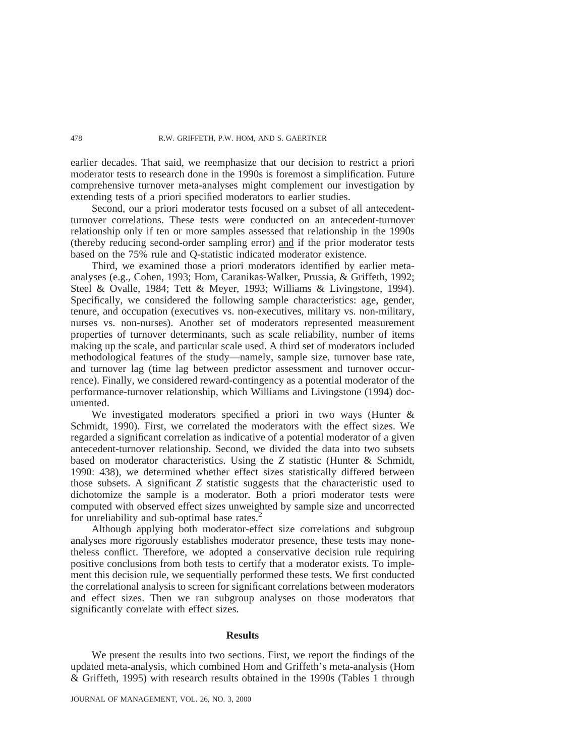earlier decades. That said, we reemphasize that our decision to restrict a priori moderator tests to research done in the 1990s is foremost a simplification. Future comprehensive turnover meta-analyses might complement our investigation by extending tests of a priori specified moderators to earlier studies.

Second, our a priori moderator tests focused on a subset of all antecedent-turnover correlations. These tests were conducted on an antecedent-turnover relationship only if ten or more samples assessed that relationship in the 1990s (thereby reducing second-order sampling error) and if the prior moderator tests based on the 75% rule and Q-statistic indicated moderator existence.

Third, we examined those a priori moderators identified by earlier meta-analyses (e.g., Cohen, 1993; Hom, Caranikas-Walker, Prussia, & Griffeth, 1992; Steel & Ovalle, 1984; Tett & Meyer, 1993; Williams & Livingstone, 1994). Specifically, we considered the following sample characteristics: age, gender, tenure, and occupation (executives vs. non-executives, military vs. non-military, nurses vs. non-nurses). Another set of moderators represented measurement properties of turnover determinants, such as scale reliability, number of items making up the scale, and particular scale used. A third set of moderators included methodological features of the study—namely, sample size, turnover base rate, and turnover lag (time lag between predictor assessment and turnover occurrence). Finally, we considered reward-contingency as a potential moderator of the performance-turnover relationship, which Williams and Livingstone (1994) documented.

We investigated moderators specified a priori in two ways (Hunter & Schmidt, 1990). First, we correlated the moderators with the effect sizes. We regarded a significant correlation as indicative of a potential moderator of a given antecedent-turnover relationship. Second, we divided the data into two subsets based on moderator characteristics. Using the *Z* statistic (Hunter & Schmidt, 1990: 438), we determined whether effect sizes statistically differed between those subsets. A significant *Z* statistic suggests that the characteristic used to dichotomize the sample is a moderator. Both a priori moderator tests were computed with observed effect sizes unweighted by sample size and uncorrected for unreliability and sub-optimal base rates.[2]

Although applying both moderator-effect size correlations and subgroup analyses more rigorously establishes moderator presence, these tests may nonetheless conflict. Therefore, we adopted a conservative decision rule requiring positive conclusions from both tests to certify that a moderator exists. To implement this decision rule, we sequentially performed these tests. We first conducted the correlational analysis to screen for significant correlations between moderators and effect sizes. Then we ran subgroup analyses on those moderators that significantly correlate with effect sizes.

## Results

We present the results into two sections. First, we report the findings of the updated meta-analysis, which combined Hom and Griffeth's meta-analysis (Hom & Griffeth, 1995) with research results obtained in the 1990s (Tables 1 through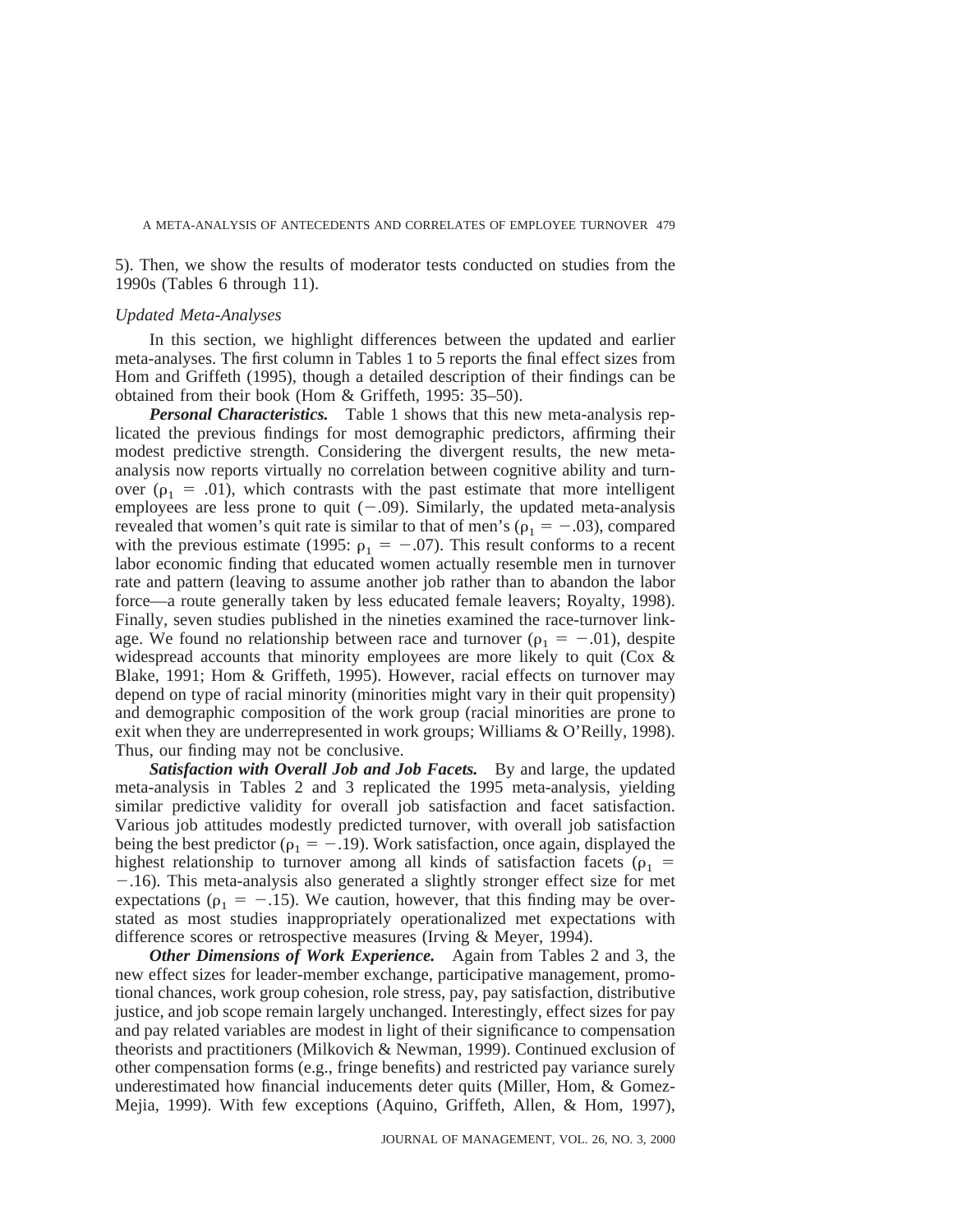5). Then, we show the results of moderator tests conducted on studies from the 1990s (Tables 6 through 11).

### *Updated Meta-Analyses*

In this section, we highlight differences between the updated and earlier meta-analyses. The first column in Tables 1 to 5 reports the final effect sizes from Hom and Griffeth (1995), though a detailed description of their findings can be obtained from their book (Hom & Griffeth, 1995: 35–50).

***Personal Characteristics.*** Table 1 shows that this new meta-analysis replicated the previous findings for most demographic predictors, affirming their modest predictive strength. Considering the divergent results, the new meta-analysis now reports virtually no correlation between cognitive ability and turnover ($\rho_1 = .01$), which contrasts with the past estimate that more intelligent employees are less prone to quit ($-.09$). Similarly, the updated meta-analysis revealed that women's quit rate is similar to that of men's ($\rho_1 = -.03$), compared with the previous estimate (1995: $\rho_1 = -.07$). This result conforms to a recent labor economic finding that educated women actually resemble men in turnover rate and pattern (leaving to assume another job rather than to abandon the labor force—a route generally taken by less educated female leavers; Royalty, 1998). Finally, seven studies published in the nineties examined the race-turnover linkage. We found no relationship between race and turnover ($\rho_1 = -.01$), despite widespread accounts that minority employees are more likely to quit (Cox & Blake, 1991; Hom & Griffeth, 1995). However, racial effects on turnover may depend on type of racial minority (minorities might vary in their quit propensity) and demographic composition of the work group (racial minorities are prone to exit when they are underrepresented in work groups; Williams & O'Reilly, 1998). Thus, our finding may not be conclusive.

***Satisfaction with Overall Job and Job Facets.*** By and large, the updated meta-analysis in Tables 2 and 3 replicated the 1995 meta-analysis, yielding similar predictive validity for overall job satisfaction and facet satisfaction. Various job attitudes modestly predicted turnover, with overall job satisfaction being the best predictor ($\rho_1 = -.19$). Work satisfaction, once again, displayed the highest relationship to turnover among all kinds of satisfaction facets ($\rho_1 = -.16$). This meta-analysis also generated a slightly stronger effect size for met expectations ($\rho_1 = -.15$). We caution, however, that this finding may be overstated as most studies inappropriately operationalized met expectations with difference scores or retrospective measures (Irving & Meyer, 1994).

***Other Dimensions of Work Experience.*** Again from Tables 2 and 3, the new effect sizes for leader-member exchange, participative management, promotional chances, work group cohesion, role stress, pay, pay satisfaction, distributive justice, and job scope remain largely unchanged. Interestingly, effect sizes for pay and pay related variables are modest in light of their significance to compensation theorists and practitioners (Milkovich & Newman, 1999). Continued exclusion of other compensation forms (e.g., fringe benefits) and restricted pay variance surely underestimated how financial inducements deter quits (Miller, Hom, & Gomez-Mejia, 1999). With few exceptions (Aquino, Griffeth, Allen, & Hom, 1997),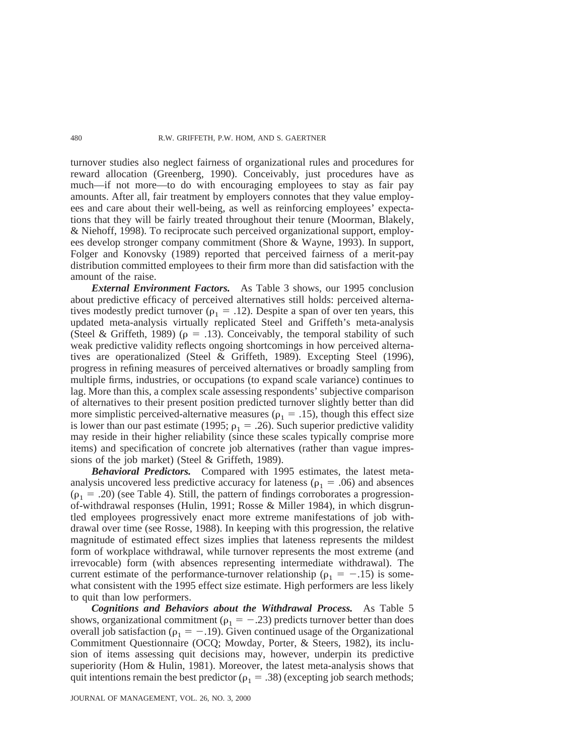turnover studies also neglect fairness of organizational rules and procedures for reward allocation (Greenberg, 1990). Conceivably, just procedures have as much—if not more—to do with encouraging employees to stay as fair pay amounts. After all, fair treatment by employers connotes that they value employees and care about their well-being, as well as reinforcing employees' expectations that they will be fairly treated throughout their tenure (Moorman, Blakely, & Niehoff, 1998). To reciprocate such perceived organizational support, employees develop stronger company commitment (Shore & Wayne, 1993). In support, Folger and Konovsky (1989) reported that perceived fairness of a merit-pay distribution committed employees to their firm more than did satisfaction with the amount of the raise.

***External Environment Factors.*** As Table 3 shows, our 1995 conclusion about predictive efficacy of perceived alternatives still holds: perceived alternatives modestly predict turnover ($\rho_1 = .12$). Despite a span of over ten years, this updated meta-analysis virtually replicated Steel and Griffeth's meta-analysis (Steel & Griffeth, 1989) ($\rho = .13$). Conceivably, the temporal stability of such weak predictive validity reflects ongoing shortcomings in how perceived alternatives are operationalized (Steel & Griffeth, 1989). Excepting Steel (1996), progress in refining measures of perceived alternatives or broadly sampling from multiple firms, industries, or occupations (to expand scale variance) continues to lag. More than this, a complex scale assessing respondents' subjective comparison of alternatives to their present position predicted turnover slightly better than did more simplistic perceived-alternative measures ($\rho_1 = .15$), though this effect size is lower than our past estimate (1995; $\rho_1 = .26$). Such superior predictive validity may reside in their higher reliability (since these scales typically comprise more items) and specification of concrete job alternatives (rather than vague impressions of the job market) (Steel & Griffeth, 1989).

***Behavioral Predictors.*** Compared with 1995 estimates, the latest meta-analysis uncovered less predictive accuracy for lateness ($\rho_1 = .06$) and absences ($\rho_1 = .20$) (see Table 4). Still, the pattern of findings corroborates a progression-of-withdrawal responses (Hulin, 1991; Rosse & Miller 1984), in which disgruntled employees progressively enact more extreme manifestations of job withdrawal over time (see Rosse, 1988). In keeping with this progression, the relative magnitude of estimated effect sizes implies that lateness represents the mildest form of workplace withdrawal, while turnover represents the most extreme (and irrevocable) form (with absences representing intermediate withdrawal). The current estimate of the performance-turnover relationship ($\rho_1 = -.15$) is somewhat consistent with the 1995 effect size estimate. High performers are less likely to quit than low performers.

***Cognitions and Behaviors about the Withdrawal Process.*** As Table 5 shows, organizational commitment ($\rho_1 = -.23$) predicts turnover better than does overall job satisfaction ($\rho_1 = -.19$). Given continued usage of the Organizational Commitment Questionnaire (OCQ; Mowday, Porter, & Steers, 1982), its inclusion of items assessing quit decisions may, however, underpin its predictive superiority (Hom & Hulin, 1981). Moreover, the latest meta-analysis shows that quit intentions remain the best predictor ($\rho_1 = .38$) (excepting job search methods;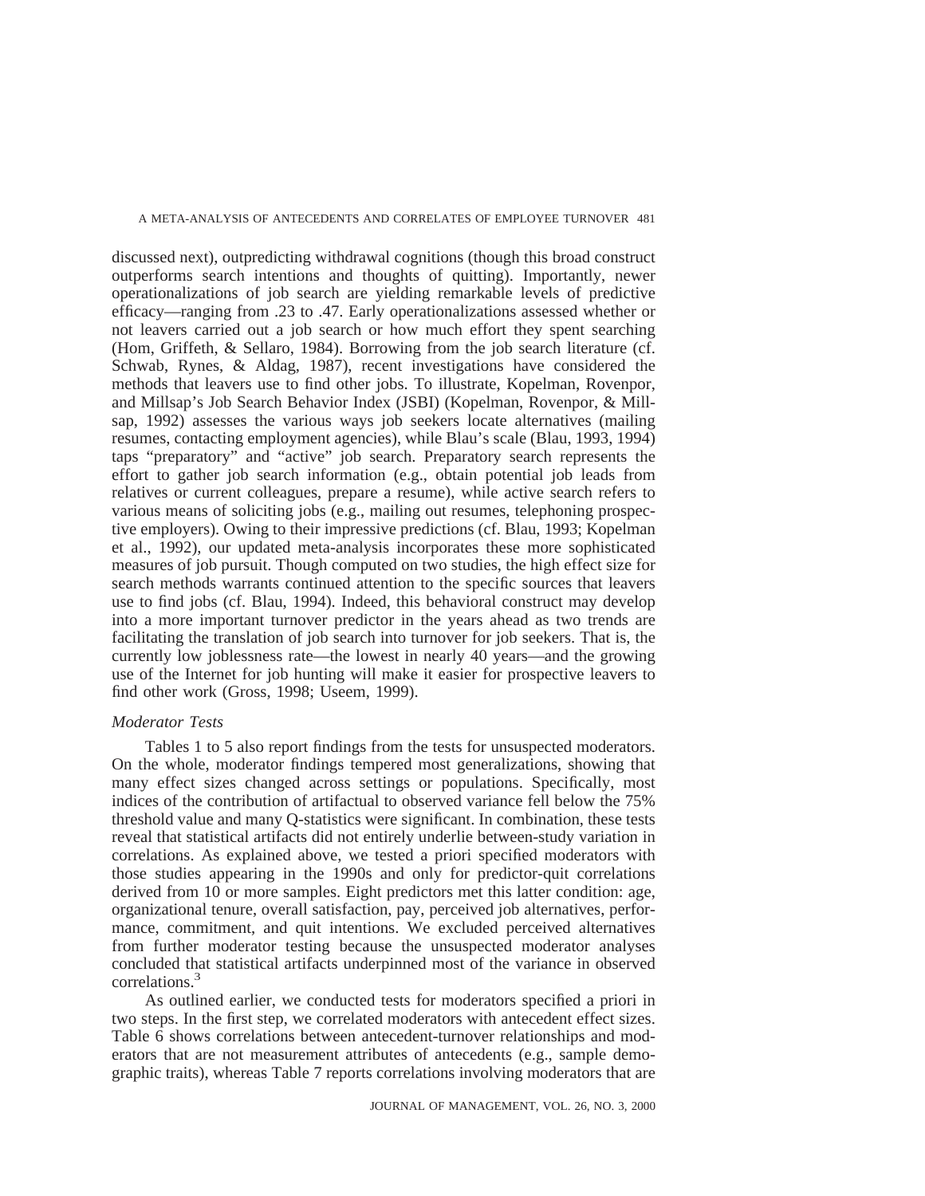discussed next), outpredicting withdrawal cognitions (though this broad construct outperforms search intentions and thoughts of quitting). Importantly, newer operationalizations of job search are yielding remarkable levels of predictive efficacy—ranging from .23 to .47. Early operationalizations assessed whether or not leavers carried out a job search or how much effort they spent searching (Hom, Griffeth, & Sellaro, 1984). Borrowing from the job search literature (cf. Schwab, Rynes, & Aldag, 1987), recent investigations have considered the methods that leavers use to find other jobs. To illustrate, Kopelman, Rovenpor, and Millsap's Job Search Behavior Index (JSBI) (Kopelman, Rovenpor, & Millsap, 1992) assesses the various ways job seekers locate alternatives (mailing resumes, contacting employment agencies), while Blau's scale (Blau, 1993, 1994) taps "preparatory" and "active" job search. Preparatory search represents the effort to gather job search information (e.g., obtain potential job leads from relatives or current colleagues, prepare a resume), while active search refers to various means of soliciting jobs (e.g., mailing out resumes, telephoning prospective employers). Owing to their impressive predictions (cf. Blau, 1993; Kopelman et al., 1992), our updated meta-analysis incorporates these more sophisticated measures of job pursuit. Though computed on two studies, the high effect size for search methods warrants continued attention to the specific sources that leavers use to find jobs (cf. Blau, 1994). Indeed, this behavioral construct may develop into a more important turnover predictor in the years ahead as two trends are facilitating the translation of job search into turnover for job seekers. That is, the currently low joblessness rate—the lowest in nearly 40 years—and the growing use of the Internet for job hunting will make it easier for prospective leavers to find other work (Gross, 1998; Useem, 1999).

### *Moderator Tests*

Tables 1 to 5 also report findings from the tests for unsuspected moderators. On the whole, moderator findings tempered most generalizations, showing that many effect sizes changed across settings or populations. Specifically, most indices of the contribution of artifactual to observed variance fell below the 75% threshold value and many Q-statistics were significant. In combination, these tests reveal that statistical artifacts did not entirely underlie between-study variation in correlations. As explained above, we tested a priori specified moderators with those studies appearing in the 1990s and only for predictor-quit correlations derived from 10 or more samples. Eight predictors met this latter condition: age, organizational tenure, overall satisfaction, pay, perceived job alternatives, performance, commitment, and quit intentions. We excluded perceived alternatives from further moderator testing because the unsuspected moderator analyses concluded that statistical artifacts underpinned most of the variance in observed correlations.[3]

As outlined earlier, we conducted tests for moderators specified a priori in two steps. In the first step, we correlated moderators with antecedent effect sizes. Table 6 shows correlations between antecedent-turnover relationships and moderators that are not measurement attributes of antecedents (e.g., sample demographic traits), whereas Table 7 reports correlations involving moderators that are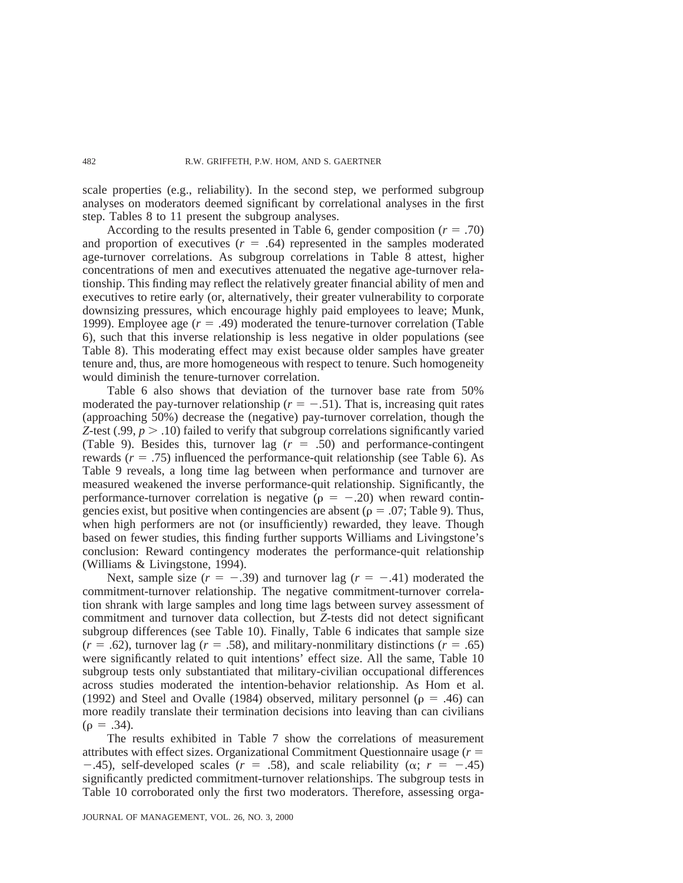scale properties (e.g., reliability). In the second step, we performed subgroup analyses on moderators deemed significant by correlational analyses in the first step. Tables 8 to 11 present the subgroup analyses.

According to the results presented in Table 6, gender composition ($r = .70$) and proportion of executives ($r = .64$) represented in the samples moderated age-turnover correlations. As subgroup correlations in Table 8 attest, higher concentrations of men and executives attenuated the negative age-turnover relationship. This finding may reflect the relatively greater financial ability of men and executives to retire early (or, alternatively, their greater vulnerability to corporate downsizing pressures, which encourage highly paid employees to leave; Munk, 1999). Employee age ($r = .49$) moderated the tenure-turnover correlation (Table 6), such that this inverse relationship is less negative in older populations (see Table 8). This moderating effect may exist because older samples have greater tenure and, thus, are more homogeneous with respect to tenure. Such homogeneity would diminish the tenure-turnover correlation.

Table 6 also shows that deviation of the turnover base rate from 50% moderated the pay-turnover relationship ($r = -.51$). That is, increasing quit rates (approaching 50%) decrease the (negative) pay-turnover correlation, though the *Z*-test (.99, $p > .10$) failed to verify that subgroup correlations significantly varied (Table 9). Besides this, turnover lag ($r = .50$) and performance-contingent rewards ($r = .75$) influenced the performance-quit relationship (see Table 6). As Table 9 reveals, a long time lag between when performance and turnover are measured weakened the inverse performance-quit relationship. Significantly, the performance-turnover correlation is negative ($\rho = -.20$) when reward contingencies exist, but positive when contingencies are absent ($\rho = .07$; Table 9). Thus, when high performers are not (or insufficiently) rewarded, they leave. Though based on fewer studies, this finding further supports Williams and Livingstone's conclusion: Reward contingency moderates the performance-quit relationship (Williams & Livingstone, 1994).

Next, sample size ($r = -.39$) and turnover lag ($r = -.41$) moderated the commitment-turnover relationship. The negative commitment-turnover correlation shrank with large samples and long time lags between survey assessment of commitment and turnover data collection, but *Z*-tests did not detect significant subgroup differences (see Table 10). Finally, Table 6 indicates that sample size ($r = .62$), turnover lag ($r = .58$), and military-nonmilitary distinctions ($r = .65$) were significantly related to quit intentions' effect size. All the same, Table 10 subgroup tests only substantiated that military-civilian occupational differences across studies moderated the intention-behavior relationship. As Hom et al. (1992) and Steel and Ovalle (1984) observed, military personnel ($\rho = .46$) can more readily translate their termination decisions into leaving than can civilians ($\rho = .34$).

The results exhibited in Table 7 show the correlations of measurement attributes with effect sizes. Organizational Commitment Questionnaire usage ($r = -.45$), self-developed scales ($r = .58$), and scale reliability ($\alpha$; $r = -.45$) significantly predicted commitment-turnover relationships. The subgroup tests in Table 10 corroborated only the first two moderators. Therefore, assessing orga-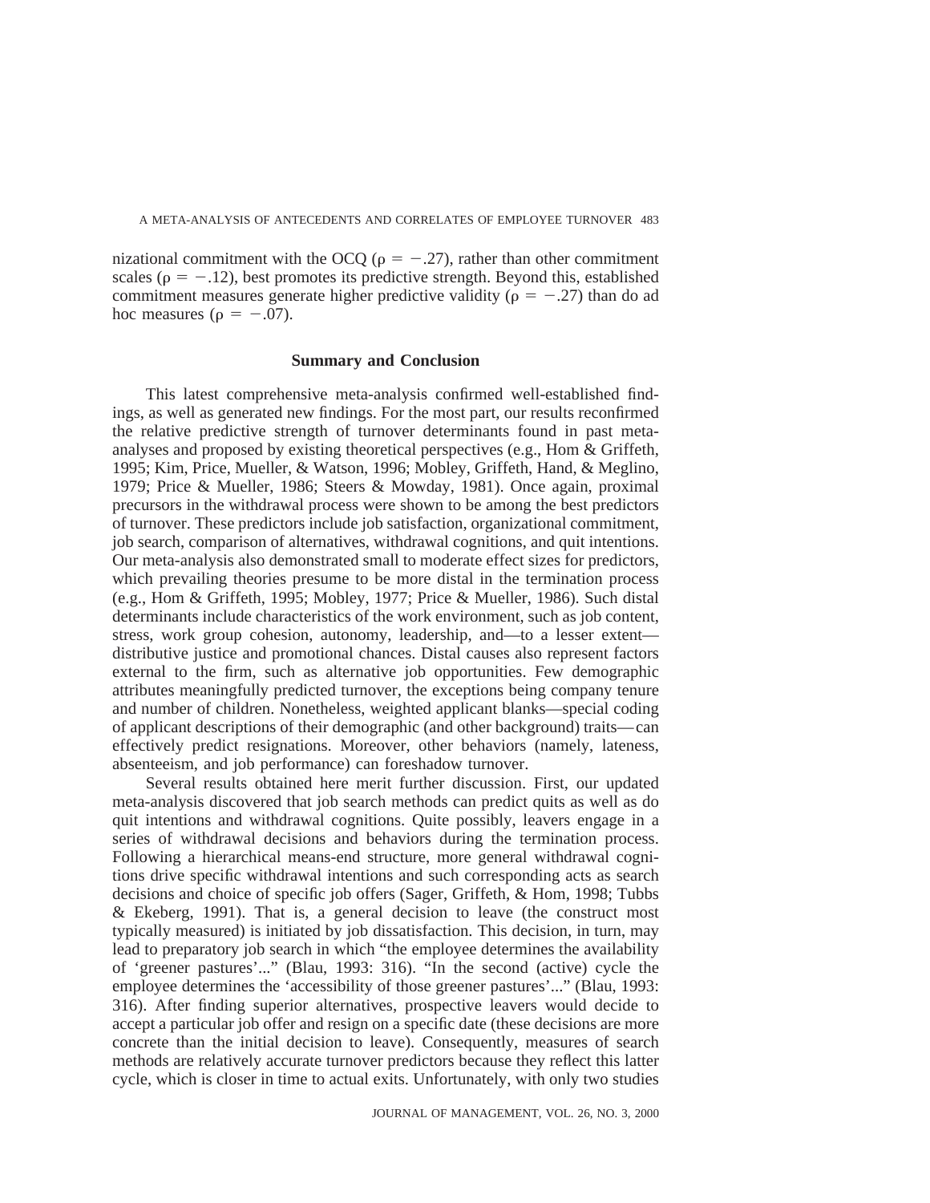nizational commitment with the OCQ ($\rho = -.27$), rather than other commitment scales ($\rho = -.12$), best promotes its predictive strength. Beyond this, established commitment measures generate higher predictive validity ($\rho = -.27$) than do ad hoc measures ($\rho = -.07$).

## Summary and Conclusion

This latest comprehensive meta-analysis confirmed well-established findings, as well as generated new findings. For the most part, our results reconfirmed the relative predictive strength of turnover determinants found in past meta-analyses and proposed by existing theoretical perspectives (e.g., Hom & Griffeth, 1995; Kim, Price, Mueller, & Watson, 1996; Mobley, Griffeth, Hand, & Meglino, 1979; Price & Mueller, 1986; Steers & Mowday, 1981). Once again, proximal precursors in the withdrawal process were shown to be among the best predictors of turnover. These predictors include job satisfaction, organizational commitment, job search, comparison of alternatives, withdrawal cognitions, and quit intentions. Our meta-analysis also demonstrated small to moderate effect sizes for predictors, which prevailing theories presume to be more distal in the termination process (e.g., Hom & Griffeth, 1995; Mobley, 1977; Price & Mueller, 1986). Such distal determinants include characteristics of the work environment, such as job content, stress, work group cohesion, autonomy, leadership, and—to a lesser extent—distributive justice and promotional chances. Distal causes also represent factors external to the firm, such as alternative job opportunities. Few demographic attributes meaningfully predicted turnover, the exceptions being company tenure and number of children. Nonetheless, weighted applicant blanks—special coding of applicant descriptions of their demographic (and other background) traits—can effectively predict resignations. Moreover, other behaviors (namely, lateness, absenteeism, and job performance) can foreshadow turnover.

Several results obtained here merit further discussion. First, our updated meta-analysis discovered that job search methods can predict quits as well as do quit intentions and withdrawal cognitions. Quite possibly, leavers engage in a series of withdrawal decisions and behaviors during the termination process. Following a hierarchical means-end structure, more general withdrawal cognitions drive specific withdrawal intentions and such corresponding acts as search decisions and choice of specific job offers (Sager, Griffeth, & Hom, 1998; Tubbs & Ekeberg, 1991). That is, a general decision to leave (the construct most typically measured) is initiated by job dissatisfaction. This decision, in turn, may lead to preparatory job search in which "the employee determines the availability of 'greener pastures'..." (Blau, 1993: 316). "In the second (active) cycle the employee determines the 'accessibility of those greener pastures'..." (Blau, 1993: 316). After finding superior alternatives, prospective leavers would decide to accept a particular job offer and resign on a specific date (these decisions are more concrete than the initial decision to leave). Consequently, measures of search methods are relatively accurate turnover predictors because they reflect this latter cycle, which is closer in time to actual exits. Unfortunately, with only two studies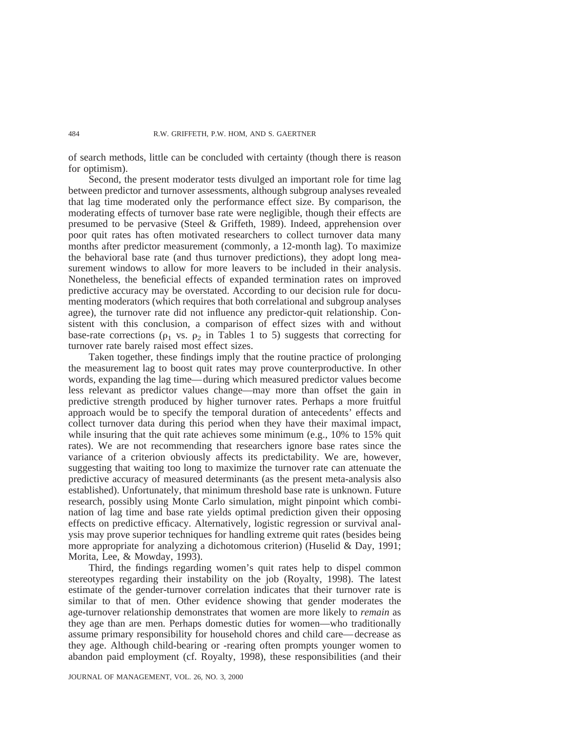of search methods, little can be concluded with certainty (though there is reason for optimism).

Second, the present moderator tests divulged an important role for time lag between predictor and turnover assessments, although subgroup analyses revealed that lag time moderated only the performance effect size. By comparison, the moderating effects of turnover base rate were negligible, though their effects are presumed to be pervasive (Steel & Griffeth, 1989). Indeed, apprehension over poor quit rates has often motivated researchers to collect turnover data many months after predictor measurement (commonly, a 12-month lag). To maximize the behavioral base rate (and thus turnover predictions), they adopt long measurement windows to allow for more leavers to be included in their analysis. Nonetheless, the beneficial effects of expanded termination rates on improved predictive accuracy may be overstated. According to our decision rule for documenting moderators (which requires that both correlational and subgroup analyses agree), the turnover rate did not influence any predictor-quit relationship. Consistent with this conclusion, a comparison of effect sizes with and without base-rate corrections ($\rho_1$ vs. $\rho_2$ in Tables 1 to 5) suggests that correcting for turnover rate barely raised most effect sizes.

Taken together, these findings imply that the routine practice of prolonging the measurement lag to boost quit rates may prove counterproductive. In other words, expanding the lag time—during which measured predictor values become less relevant as predictor values change—may more than offset the gain in predictive strength produced by higher turnover rates. Perhaps a more fruitful approach would be to specify the temporal duration of antecedents' effects and collect turnover data during this period when they have their maximal impact, while insuring that the quit rate achieves some minimum (e.g., 10% to 15% quit rates). We are not recommending that researchers ignore base rates since the variance of a criterion obviously affects its predictability. We are, however, suggesting that waiting too long to maximize the turnover rate can attenuate the predictive accuracy of measured determinants (as the present meta-analysis also established). Unfortunately, that minimum threshold base rate is unknown. Future research, possibly using Monte Carlo simulation, might pinpoint which combination of lag time and base rate yields optimal prediction given their opposing effects on predictive efficacy. Alternatively, logistic regression or survival analysis may prove superior techniques for handling extreme quit rates (besides being more appropriate for analyzing a dichotomous criterion) (Huselid & Day, 1991; Morita, Lee, & Mowday, 1993).

Third, the findings regarding women's quit rates help to dispel common stereotypes regarding their instability on the job (Royalty, 1998). The latest estimate of the gender-turnover correlation indicates that their turnover rate is similar to that of men. Other evidence showing that gender moderates the age-turnover relationship demonstrates that women are more likely to *remain* as they age than are men. Perhaps domestic duties for women—who traditionally assume primary responsibility for household chores and child care—decrease as they age. Although child-bearing or -rearing often prompts younger women to abandon paid employment (cf. Royalty, 1998), these responsibilities (and their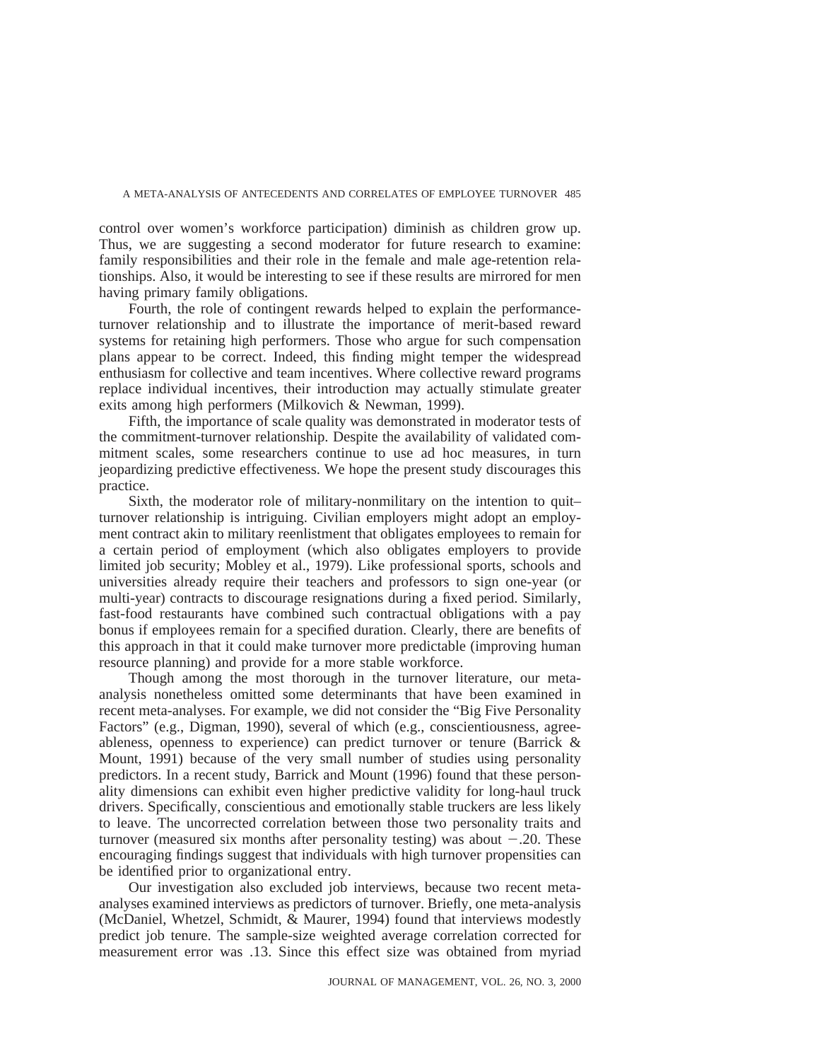control over women's workforce participation) diminish as children grow up. Thus, we are suggesting a second moderator for future research to examine: family responsibilities and their role in the female and male age-retention relationships. Also, it would be interesting to see if these results are mirrored for men having primary family obligations.

Fourth, the role of contingent rewards helped to explain the performance-turnover relationship and to illustrate the importance of merit-based reward systems for retaining high performers. Those who argue for such compensation plans appear to be correct. Indeed, this finding might temper the widespread enthusiasm for collective and team incentives. Where collective reward programs replace individual incentives, their introduction may actually stimulate greater exits among high performers (Milkovich & Newman, 1999).

Fifth, the importance of scale quality was demonstrated in moderator tests of the commitment-turnover relationship. Despite the availability of validated commitment scales, some researchers continue to use ad hoc measures, in turn jeopardizing predictive effectiveness. We hope the present study discourages this practice.

Sixth, the moderator role of military-nonmilitary on the intention to quit–turnover relationship is intriguing. Civilian employers might adopt an employment contract akin to military reenlistment that obligates employees to remain for a certain period of employment (which also obligates employers to provide limited job security; Mobley et al., 1979). Like professional sports, schools and universities already require their teachers and professors to sign one-year (or multi-year) contracts to discourage resignations during a fixed period. Similarly, fast-food restaurants have combined such contractual obligations with a pay bonus if employees remain for a specified duration. Clearly, there are benefits of this approach in that it could make turnover more predictable (improving human resource planning) and provide for a more stable workforce.

Though among the most thorough in the turnover literature, our meta-analysis nonetheless omitted some determinants that have been examined in recent meta-analyses. For example, we did not consider the "Big Five Personality Factors" (e.g., Digman, 1990), several of which (e.g., conscientiousness, agreeableness, openness to experience) can predict turnover or tenure (Barrick & Mount, 1991) because of the very small number of studies using personality predictors. In a recent study, Barrick and Mount (1996) found that these personality dimensions can exhibit even higher predictive validity for long-haul truck drivers. Specifically, conscientious and emotionally stable truckers are less likely to leave. The uncorrected correlation between those two personality traits and turnover (measured six months after personality testing) was about $-.20$. These encouraging findings suggest that individuals with high turnover propensities can be identified prior to organizational entry.

Our investigation also excluded job interviews, because two recent meta-analyses examined interviews as predictors of turnover. Briefly, one meta-analysis (McDaniel, Whetzel, Schmidt, & Maurer, 1994) found that interviews modestly predict job tenure. The sample-size weighted average correlation corrected for measurement error was .13. Since this effect size was obtained from myriad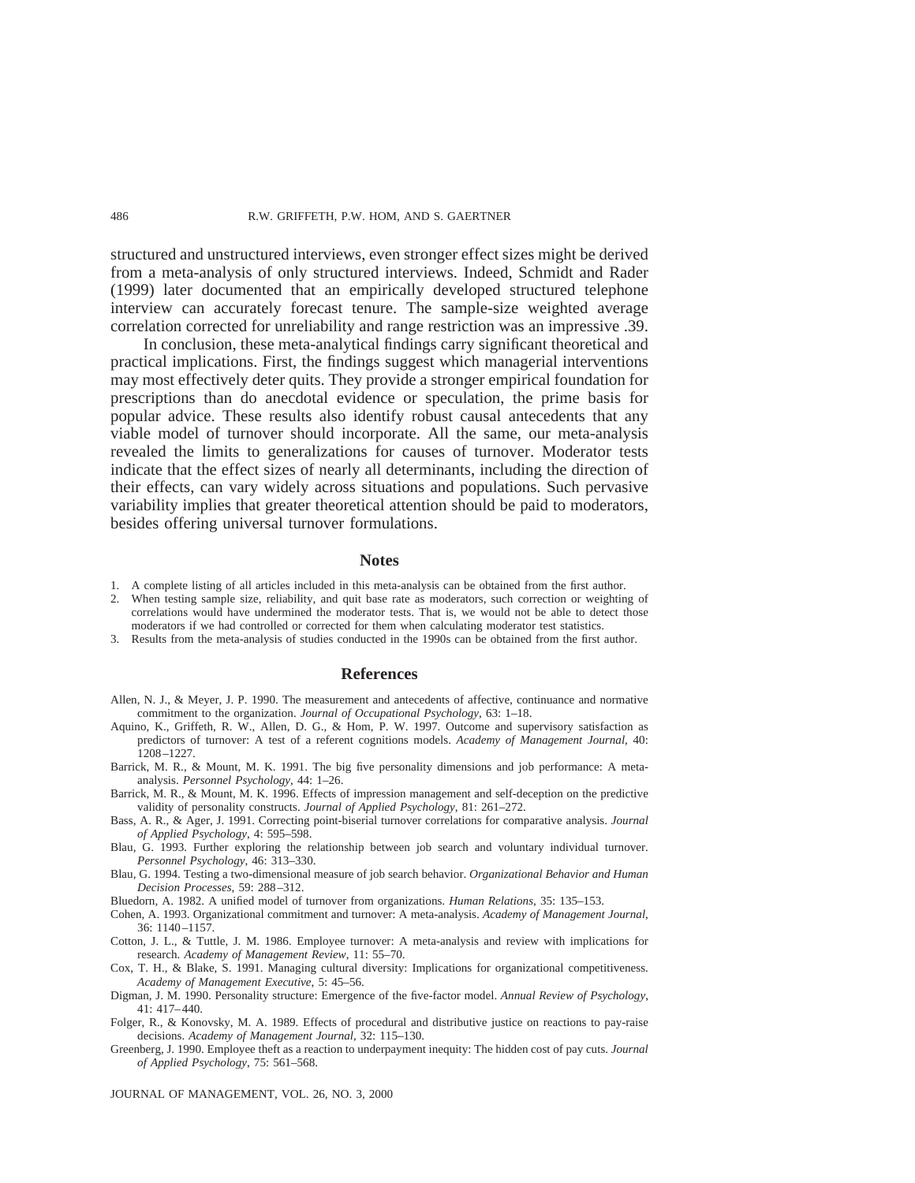structured and unstructured interviews, even stronger effect sizes might be derived from a meta-analysis of only structured interviews. Indeed, Schmidt and Rader (1999) later documented that an empirically developed structured telephone interview can accurately forecast tenure. The sample-size weighted average correlation corrected for unreliability and range restriction was an impressive .39.

In conclusion, these meta-analytical findings carry significant theoretical and practical implications. First, the findings suggest which managerial interventions may most effectively deter quits. They provide a stronger empirical foundation for prescriptions than do anecdotal evidence or speculation, the prime basis for popular advice. These results also identify robust causal antecedents that any viable model of turnover should incorporate. All the same, our meta-analysis revealed the limits to generalizations for causes of turnover. Moderator tests indicate that the effect sizes of nearly all determinants, including the direction of their effects, can vary widely across situations and populations. Such pervasive variability implies that greater theoretical attention should be paid to moderators, besides offering universal turnover formulations.

## Notes

1. A complete listing of all articles included in this meta-analysis can be obtained from the first author.
2. When testing sample size, reliability, and quit base rate as moderators, such correction or weighting of correlations would have undermined the moderator tests. That is, we would not be able to detect those moderators if we had controlled or corrected for them when calculating moderator test statistics.
3. Results from the meta-analysis of studies conducted in the 1990s can be obtained from the first author.

## References

Allen, N. J., & Meyer, J. P. 1990. The measurement and antecedents of affective, continuance and normative commitment to the organization. *Journal of Occupational Psychology*, 63: 1–18.

Aquino, K., Griffeth, R. W., Allen, D. G., & Hom, P. W. 1997. Outcome and supervisory satisfaction as predictors of turnover: A test of a referent cognitions models. *Academy of Management Journal*, 40: 1208–1227.

Barrick, M. R., & Mount, M. K. 1991. The big five personality dimensions and job performance: A meta-analysis. *Personnel Psychology*, 44: 1–26.

Barrick, M. R., & Mount, M. K. 1996. Effects of impression management and self-deception on the predictive validity of personality constructs. *Journal of Applied Psychology*, 81: 261–272.

Bass, A. R., & Ager, J. 1991. Correcting point-biserial turnover correlations for comparative analysis. *Journal of Applied Psychology*, 4: 595–598.

Blau, G. 1993. Further exploring the relationship between job search and voluntary individual turnover. *Personnel Psychology*, 46: 313–330.

Blau, G. 1994. Testing a two-dimensional measure of job search behavior. *Organizational Behavior and Human Decision Processes*, 59: 288–312.

Bluedorn, A. 1982. A unified model of turnover from organizations. *Human Relations*, 35: 135–153.

Cohen, A. 1993. Organizational commitment and turnover: A meta-analysis. *Academy of Management Journal*, 36: 1140–1157.

Cotton, J. L., & Tuttle, J. M. 1986. Employee turnover: A meta-analysis and review with implications for research. *Academy of Management Review*, 11: 55–70.

Cox, T. H., & Blake, S. 1991. Managing cultural diversity: Implications for organizational competitiveness. *Academy of Management Executive*, 5: 45–56.

Digman, J. M. 1990. Personality structure: Emergence of the five-factor model. *Annual Review of Psychology*, 41: 417–440.

Folger, R., & Konovsky, M. A. 1989. Effects of procedural and distributive justice on reactions to pay-raise decisions. *Academy of Management Journal*, 32: 115–130.

Greenberg, J. 1990. Employee theft as a reaction to underpayment inequity: The hidden cost of pay cuts. *Journal of Applied Psychology*, 75: 561–568.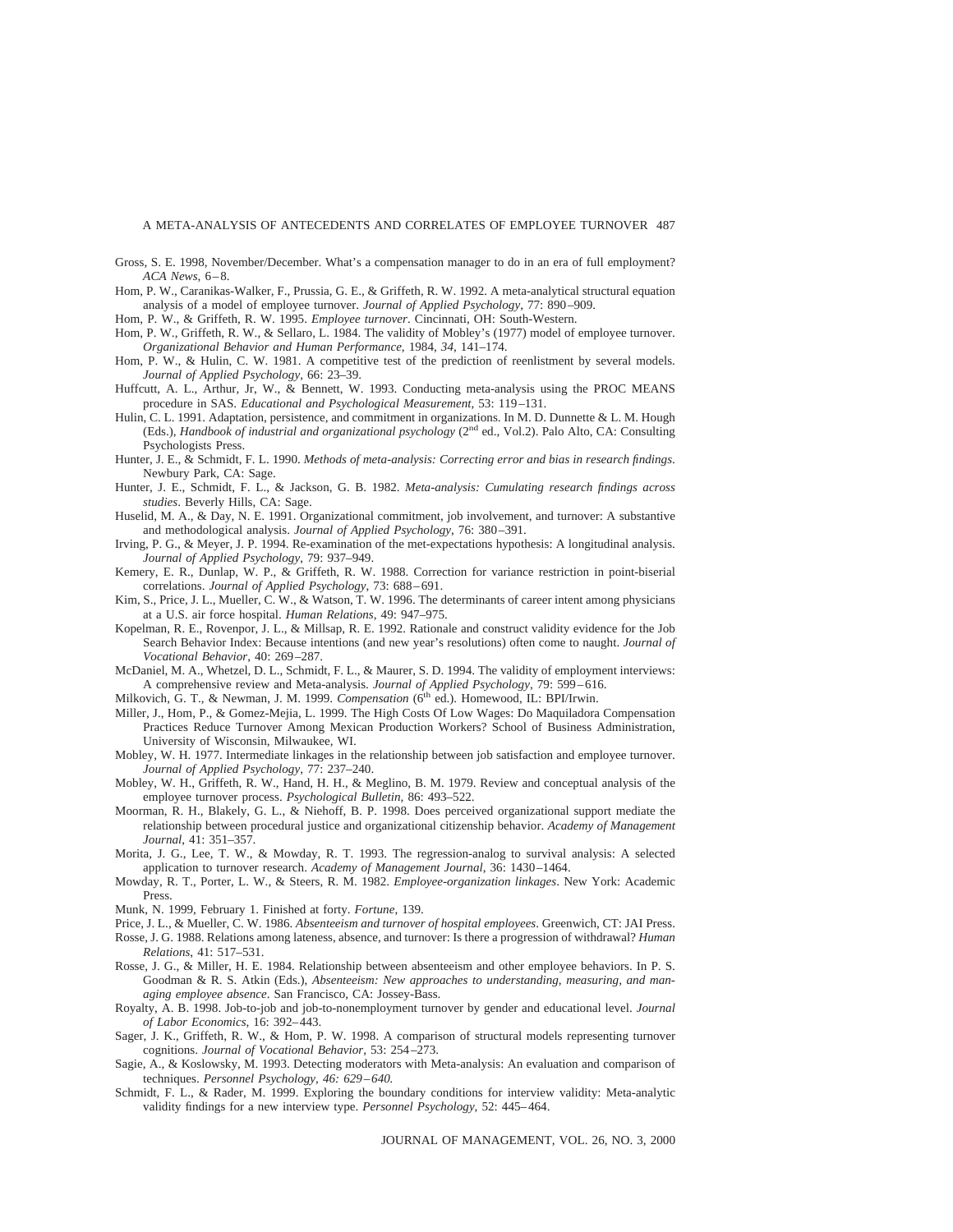Gross, S. E. 1998, November/December. What's a compensation manager to do in an era of full employment? *ACA News*, 6–8.

Hom, P. W., Caranikas-Walker, F., Prussia, G. E., & Griffeth, R. W. 1992. A meta-analytical structural equation analysis of a model of employee turnover. *Journal of Applied Psychology*, 77: 890–909.

Hom, P. W., & Griffeth, R. W. 1995. *Employee turnover*. Cincinnati, OH: South-Western.

Hom, P. W., Griffeth, R. W., & Sellaro, L. 1984. The validity of Mobley's (1977) model of employee turnover. *Organizational Behavior and Human Performance*, 1984, *34*, 141–174.

Hom, P. W., & Hulin, C. W. 1981. A competitive test of the prediction of reenlistment by several models. *Journal of Applied Psychology*, 66: 23–39.

Huffcutt, A. L., Arthur, Jr, W., & Bennett, W. 1993. Conducting meta-analysis using the PROC MEANS procedure in SAS. *Educational and Psychological Measurement*, 53: 119–131.

Hulin, C. L. 1991. Adaptation, persistence, and commitment in organizations. In M. D. Dunnette & L. M. Hough (Eds.), *Handbook of industrial and organizational psychology* (2nd ed., Vol.2). Palo Alto, CA: Consulting Psychologists Press.

Hunter, J. E., & Schmidt, F. L. 1990. *Methods of meta-analysis: Correcting error and bias in research findings*. Newbury Park, CA: Sage.

Hunter, J. E., Schmidt, F. L., & Jackson, G. B. 1982. *Meta-analysis: Cumulating research findings across studies*. Beverly Hills, CA: Sage.

Huselid, M. A., & Day, N. E. 1991. Organizational commitment, job involvement, and turnover: A substantive and methodological analysis. *Journal of Applied Psychology*, 76: 380–391.

Irving, P. G., & Meyer, J. P. 1994. Re-examination of the met-expectations hypothesis: A longitudinal analysis. *Journal of Applied Psychology*, 79: 937–949.

Kemery, E. R., Dunlap, W. P., & Griffeth, R. W. 1988. Correction for variance restriction in point-biserial correlations. *Journal of Applied Psychology*, 73: 688–691.

Kim, S., Price, J. L., Mueller, C. W., & Watson, T. W. 1996. The determinants of career intent among physicians at a U.S. air force hospital. *Human Relations*, 49: 947–975.

Kopelman, R. E., Rovenpor, J. L., & Millsap, R. E. 1992. Rationale and construct validity evidence for the Job Search Behavior Index: Because intentions (and new year's resolutions) often come to naught. *Journal of Vocational Behavior*, 40: 269–287.

McDaniel, M. A., Whetzel, D. L., Schmidt, F. L., & Maurer, S. D. 1994. The validity of employment interviews: A comprehensive review and Meta-analysis. *Journal of Applied Psychology*, 79: 599–616.

Milkovich, G. T., & Newman, J. M. 1999. *Compensation* (6th ed.). Homewood, IL: BPI/Irwin.

Miller, J., Hom, P., & Gomez-Mejia, L. 1999. The High Costs Of Low Wages: Do Maquiladora Compensation Practices Reduce Turnover Among Mexican Production Workers? School of Business Administration, University of Wisconsin, Milwaukee, WI.

Mobley, W. H. 1977. Intermediate linkages in the relationship between job satisfaction and employee turnover. *Journal of Applied Psychology*, 77: 237–240.

Mobley, W. H., Griffeth, R. W., Hand, H. H., & Meglino, B. M. 1979. Review and conceptual analysis of the employee turnover process. *Psychological Bulletin*, 86: 493–522.

Moorman, R. H., Blakely, G. L., & Niehoff, B. P. 1998. Does perceived organizational support mediate the relationship between procedural justice and organizational citizenship behavior. *Academy of Management Journal*, 41: 351–357.

Morita, J. G., Lee, T. W., & Mowday, R. T. 1993. The regression-analog to survival analysis: A selected application to turnover research. *Academy of Management Journal*, 36: 1430–1464.

Mowday, R. T., Porter, L. W., & Steers, R. M. 1982. *Employee-organization linkages*. New York: Academic Press.

Munk, N. 1999, February 1. Finished at forty. *Fortune*, 139.

Price, J. L., & Mueller, C. W. 1986. *Absenteeism and turnover of hospital employees*. Greenwich, CT: JAI Press.

Rosse, J. G. 1988. Relations among lateness, absence, and turnover: Is there a progression of withdrawal? *Human Relations*, 41: 517–531.

Rosse, J. G., & Miller, H. E. 1984. Relationship between absenteeism and other employee behaviors. In P. S. Goodman & R. S. Atkin (Eds.), *Absenteeism: New approaches to understanding, measuring, and managing employee absence*. San Francisco, CA: Jossey-Bass.

Royalty, A. B. 1998. Job-to-job and job-to-nonemployment turnover by gender and educational level. *Journal of Labor Economics*, 16: 392–443.

Sager, J. K., Griffeth, R. W., & Hom, P. W. 1998. A comparison of structural models representing turnover cognitions. *Journal of Vocational Behavior*, 53: 254–273.

Sagie, A., & Koslowsky, M. 1993. Detecting moderators with Meta-analysis: An evaluation and comparison of techniques. *Personnel Psychology*, *46: 629–640.*

Schmidt, F. L., & Rader, M. 1999. Exploring the boundary conditions for interview validity: Meta-analytic validity findings for a new interview type. *Personnel Psychology*, 52: 445–464.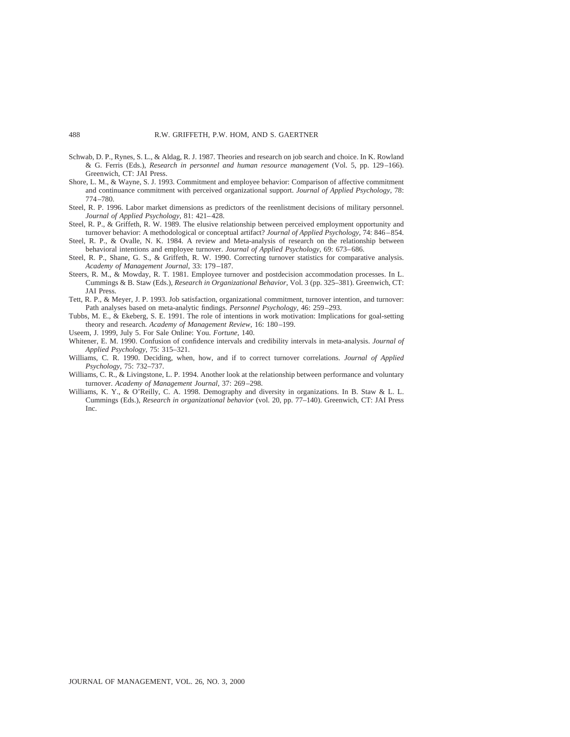Schwab, D. P., Rynes, S. L., & Aldag, R. J. 1987. Theories and research on job search and choice. In K. Rowland & G. Ferris (Eds.), *Research in personnel and human resource management* (Vol. 5, pp. 129–166). Greenwich, CT: JAI Press.

Shore, L. M., & Wayne, S. J. 1993. Commitment and employee behavior: Comparison of affective commitment and continuance commitment with perceived organizational support. *Journal of Applied Psychology*, 78: 774–780.

Steel, R. P. 1996. Labor market dimensions as predictors of the reenlistment decisions of military personnel. *Journal of Applied Psychology*, 81: 421–428.

Steel, R. P., & Griffeth, R. W. 1989. The elusive relationship between perceived employment opportunity and turnover behavior: A methodological or conceptual artifact? *Journal of Applied Psychology*, 74: 846–854.

Steel, R. P., & Ovalle, N. K. 1984. A review and Meta-analysis of research on the relationship between behavioral intentions and employee turnover. *Journal of Applied Psychology*, 69: 673–686.

Steel, R. P., Shane, G. S., & Griffeth, R. W. 1990. Correcting turnover statistics for comparative analysis. *Academy of Management Journal*, 33: 179–187.

Steers, R. M., & Mowday, R. T. 1981. Employee turnover and postdecision accommodation processes. In L. Cummings & B. Staw (Eds.), *Research in Organizational Behavior*, Vol. 3 (pp. 325–381). Greenwich, CT: JAI Press.

Tett, R. P., & Meyer, J. P. 1993. Job satisfaction, organizational commitment, turnover intention, and turnover: Path analyses based on meta-analytic findings. *Personnel Psychology*, 46: 259–293.

Tubbs, M. E., & Ekeberg, S. E. 1991. The role of intentions in work motivation: Implications for goal-setting theory and research. *Academy of Management Review*, 16: 180–199.

Useem, J. 1999, July 5. For Sale Online: You. *Fortune*, 140.

Whitener, E. M. 1990. Confusion of confidence intervals and credibility intervals in meta-analysis. *Journal of Applied Psychology*, 75: 315–321.

Williams, C. R. 1990. Deciding, when, how, and if to correct turnover correlations. *Journal of Applied Psychology*, 75: 732–737.

Williams, C. R., & Livingstone, L. P. 1994. Another look at the relationship between performance and voluntary turnover. *Academy of Management Journal*, 37: 269–298.

Williams, K. Y., & O'Reilly, C. A. 1998. Demography and diversity in organizations. In B. Staw & L. L. Cummings (Eds.), *Research in organizational behavior* (vol. 20, pp. 77–140). Greenwich, CT: JAI Press Inc.